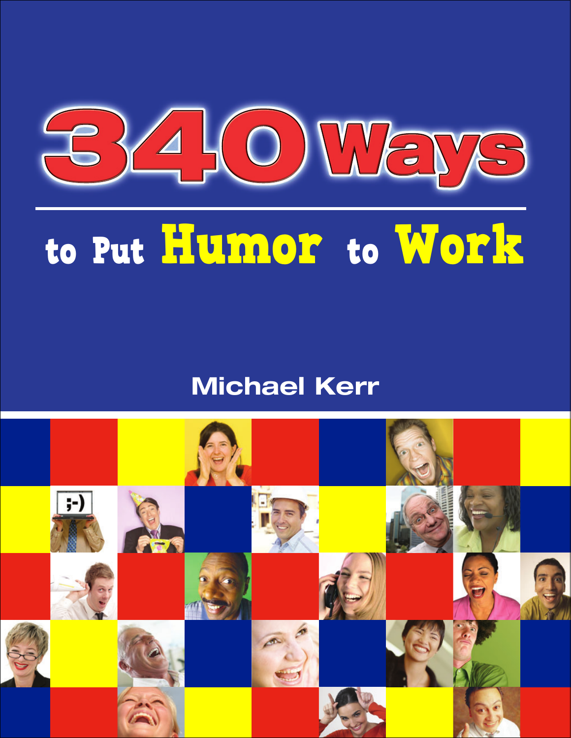# 340 Ways

## to Put Humor to Work

**Michael Kerr**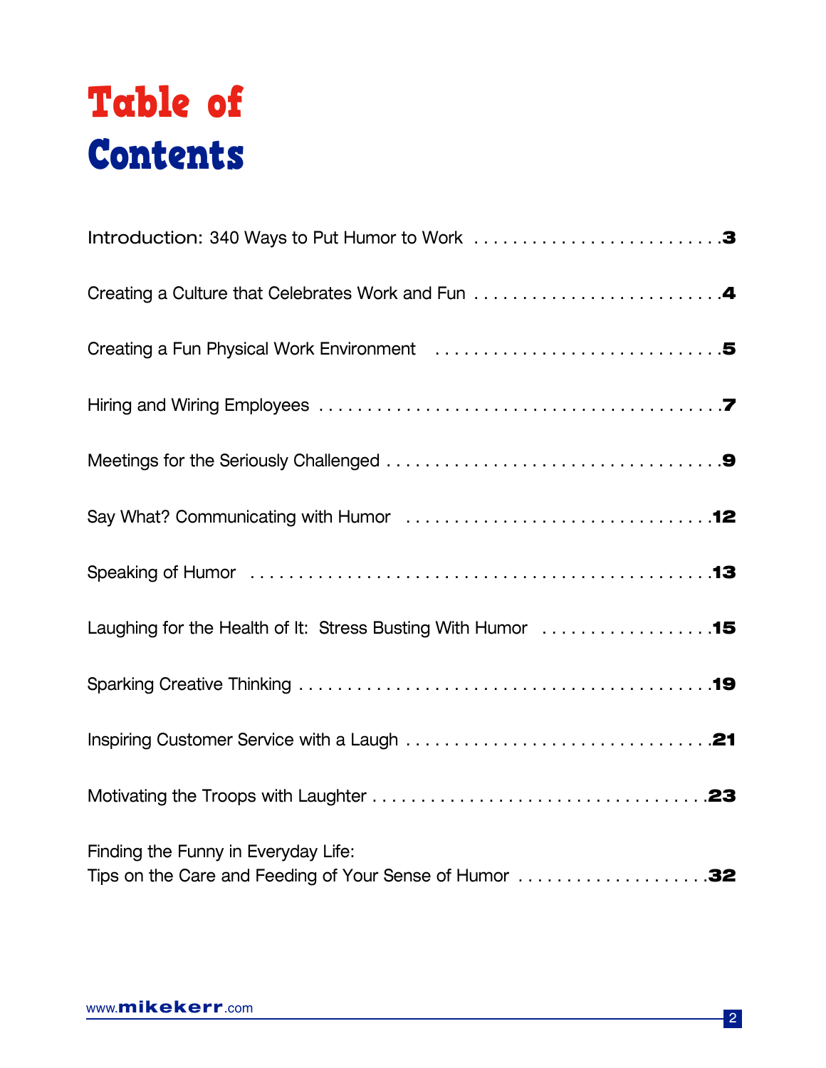# Table of Contents

| | |
|---|---|
| Introduction: 340 Ways to Put Humor to Work | 3 |
| Creating a Culture that Celebrates Work and Fun | 4 |
| Creating a Fun Physical Work Environment | 5 |
| Hiring and Wiring Employees | 7 |
| Meetings for the Seriously Challenged | 9 |
| Say What? Communicating with Humor | 12 |
| Speaking of Humor | 13 |
| Laughing for the Health of It: Stress Busting With Humor | 15 |
| Sparking Creative Thinking | 19 |
| Inspiring Customer Service with a Laugh | 21 |
| Motivating the Troops with Laughter | 23 |
| Finding the Funny in Everyday Life: Tips on the Care and Feeding of Your Sense of Humor | 32 |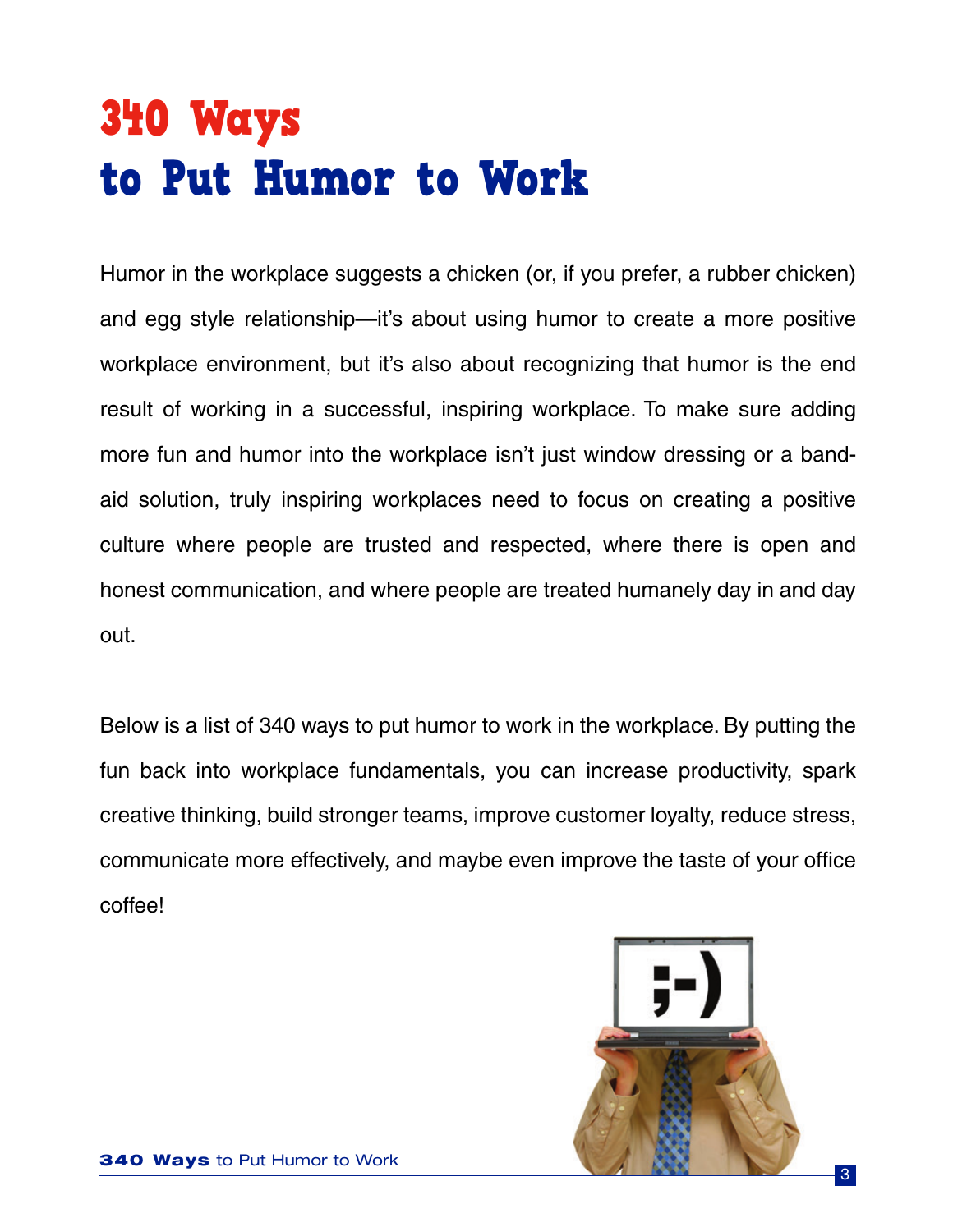# 340 Ways to Put Humor to Work

Humor in the workplace suggests a chicken (or, if you prefer, a rubber chicken) and egg style relationship—it's about using humor to create a more positive workplace environment, but it's also about recognizing that humor is the end result of working in a successful, inspiring workplace. To make sure adding more fun and humor into the workplace isn't just window dressing or a band-aid solution, truly inspiring workplaces need to focus on creating a positive culture where people are trusted and respected, where there is open and honest communication, and where people are treated humanely day in and day out.

Below is a list of 340 ways to put humor to work in the workplace. By putting the fun back into workplace fundamentals, you can increase productivity, spark creative thinking, build stronger teams, improve customer loyalty, reduce stress, communicate more effectively, and maybe even improve the taste of your office coffee!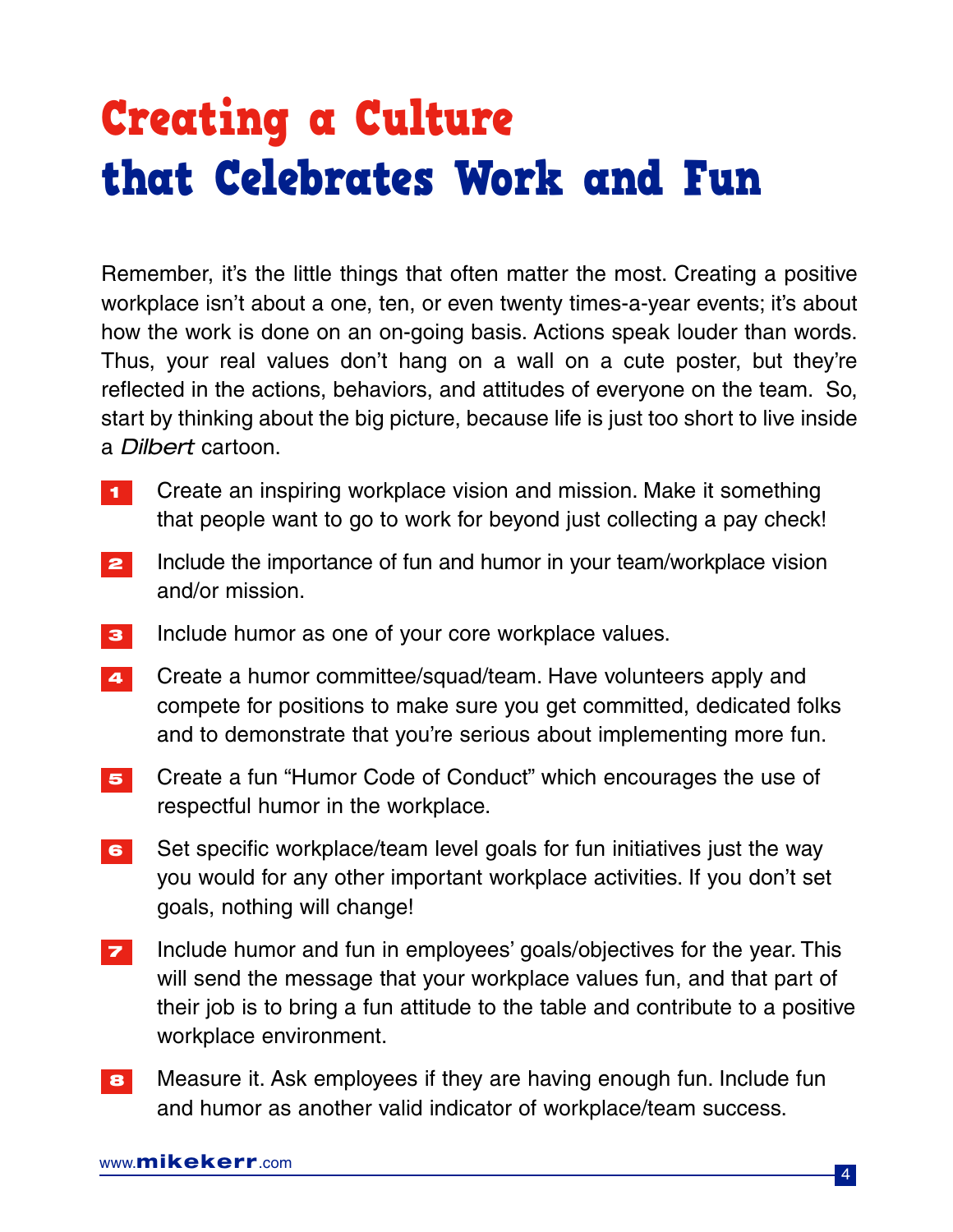# Creating a Culture that Celebrates Work and Fun

Remember, it's the little things that often matter the most. Creating a positive workplace isn't about a one, ten, or even twenty times-a-year events; it's about how the work is done on an on-going basis. Actions speak louder than words. Thus, your real values don't hang on a wall on a cute poster, but they're reflected in the actions, behaviors, and attitudes of everyone on the team. So, start by thinking about the big picture, because life is just too short to live inside a *Dilbert* cartoon.

1. Create an inspiring workplace vision and mission. Make it something that people want to go to work for beyond just collecting a pay check!
2. Include the importance of fun and humor in your team/workplace vision and/or mission.
3. Include humor as one of your core workplace values.
4. Create a humor committee/squad/team. Have volunteers apply and compete for positions to make sure you get committed, dedicated folks and to demonstrate that you're serious about implementing more fun.
5. Create a fun "Humor Code of Conduct" which encourages the use of respectful humor in the workplace.
6. Set specific workplace/team level goals for fun initiatives just the way you would for any other important workplace activities. If you don't set goals, nothing will change!
7. Include humor and fun in employees' goals/objectives for the year. This will send the message that your workplace values fun, and that part of their job is to bring a fun attitude to the table and contribute to a positive workplace environment.
8. Measure it. Ask employees if they are having enough fun. Include fun and humor as another valid indicator of workplace/team success.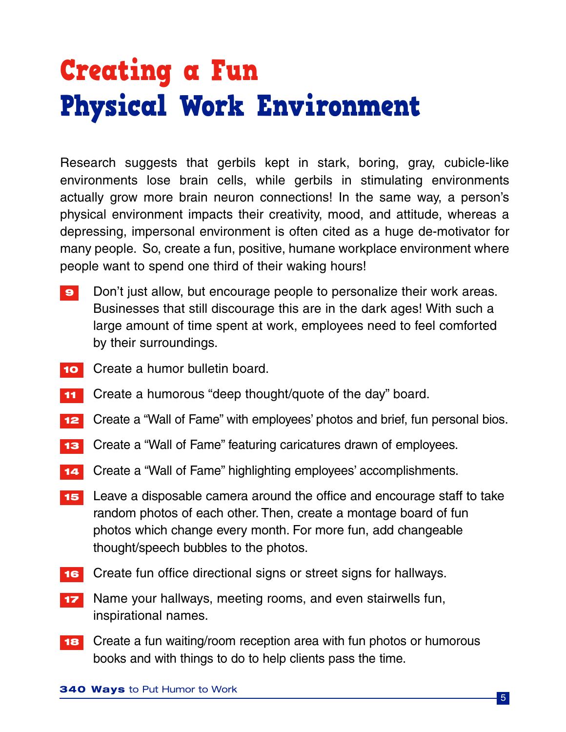# Creating a Fun Physical Work Environment

Research suggests that gerbils kept in stark, boring, gray, cubicle-like environments lose brain cells, while gerbils in stimulating environments actually grow more brain neuron connections! In the same way, a person's physical environment impacts their creativity, mood, and attitude, whereas a depressing, impersonal environment is often cited as a huge de-motivator for many people. So, create a fun, positive, humane workplace environment where people want to spend one third of their waking hours!

9. Don't just allow, but encourage people to personalize their work areas. Businesses that still discourage this are in the dark ages! With such a large amount of time spent at work, employees need to feel comforted by their surroundings.
10. Create a humor bulletin board.
11. Create a humorous "deep thought/quote of the day" board.
12. Create a "Wall of Fame" with employees' photos and brief, fun personal bios.
13. Create a "Wall of Fame" featuring caricatures drawn of employees.
14. Create a "Wall of Fame" highlighting employees' accomplishments.
15. Leave a disposable camera around the office and encourage staff to take random photos of each other. Then, create a montage board of fun photos which change every month. For more fun, add changeable thought/speech bubbles to the photos.
16. Create fun office directional signs or street signs for hallways.
17. Name your hallways, meeting rooms, and even stairwells fun, inspirational names.
18. Create a fun waiting/room reception area with fun photos or humorous books and with things to do to help clients pass the time.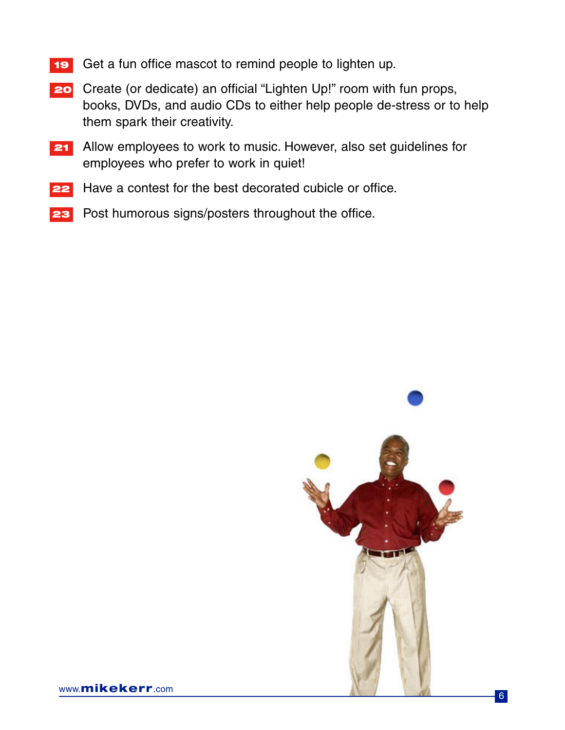19. Get a fun office mascot to remind people to lighten up.
20. Create (or dedicate) an official "Lighten Up!" room with fun props, books, DVDs, and audio CDs to either help people de-stress or to help them spark their creativity.
21. Allow employees to work to music. However, also set guidelines for employees who prefer to work in quiet!
22. Have a contest for the best decorated cubicle or office.
23. Post humorous signs/posters throughout the office.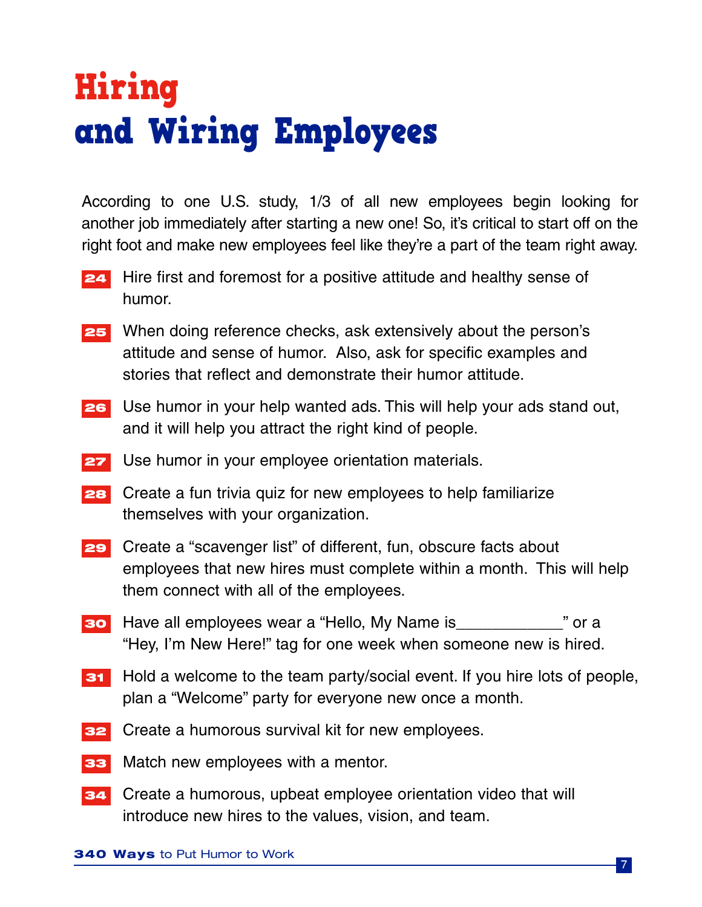# Hiring and Wiring Employees

According to one U.S. study, 1/3 of all new employees begin looking for another job immediately after starting a new one! So, it's critical to start off on the right foot and make new employees feel like they're a part of the team right away.

**24** Hire first and foremost for a positive attitude and healthy sense of humor.

**25** When doing reference checks, ask extensively about the person's attitude and sense of humor. Also, ask for specific examples and stories that reflect and demonstrate their humor attitude.

**26** Use humor in your help wanted ads. This will help your ads stand out, and it will help you attract the right kind of people.

**27** Use humor in your employee orientation materials.

**28** Create a fun trivia quiz for new employees to help familiarize themselves with your organization.

**29** Create a "scavenger list" of different, fun, obscure facts about employees that new hires must complete within a month. This will help them connect with all of the employees.

**30** Have all employees wear a "Hello, My Name is____________" or a "Hey, I'm New Here!" tag for one week when someone new is hired.

**31** Hold a welcome to the team party/social event. If you hire lots of people, plan a "Welcome" party for everyone new once a month.

**32** Create a humorous survival kit for new employees.

**33** Match new employees with a mentor.

**34** Create a humorous, upbeat employee orientation video that will introduce new hires to the values, vision, and team.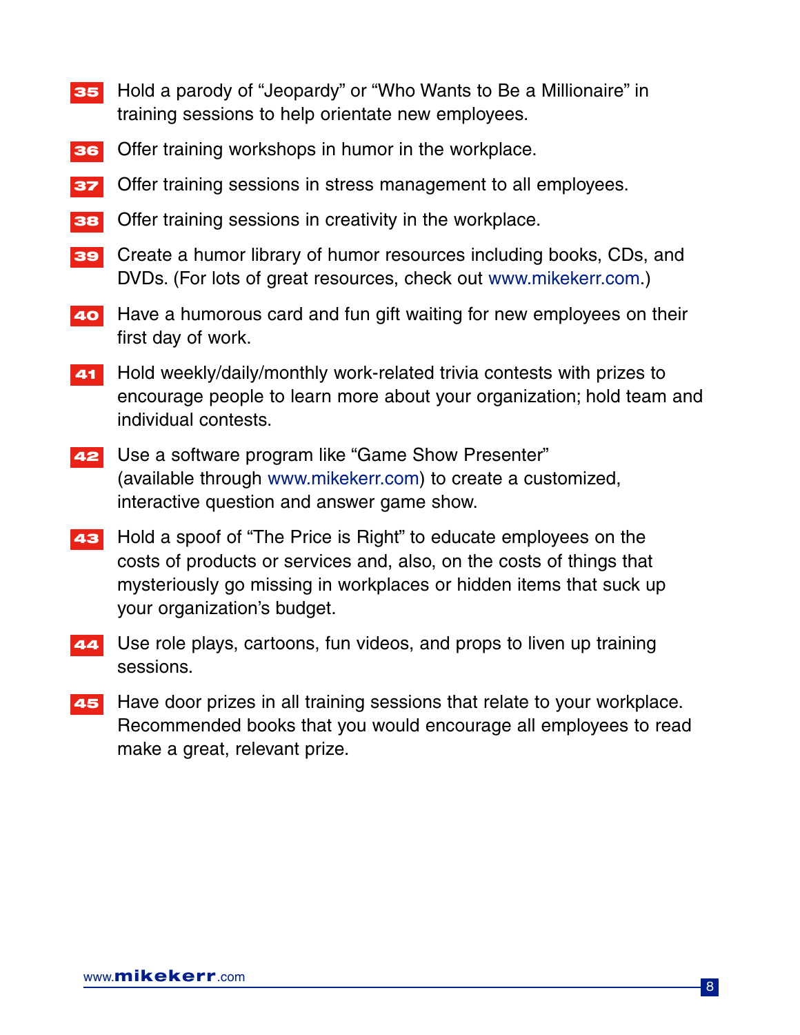35. Hold a parody of "Jeopardy" or "Who Wants to Be a Millionaire" in training sessions to help orientate new employees.

36. Offer training workshops in humor in the workplace.

37. Offer training sessions in stress management to all employees.

38. Offer training sessions in creativity in the workplace.

39. Create a humor library of humor resources including books, CDs, and DVDs. (For lots of great resources, check out www.mikekerr.com.)

40. Have a humorous card and fun gift waiting for new employees on their first day of work.

41. Hold weekly/daily/monthly work-related trivia contests with prizes to encourage people to learn more about your organization; hold team and individual contests.

42. Use a software program like "Game Show Presenter" (available through www.mikekerr.com) to create a customized, interactive question and answer game show.

43. Hold a spoof of "The Price is Right" to educate employees on the costs of products or services and, also, on the costs of things that mysteriously go missing in workplaces or hidden items that suck up your organization's budget.

44. Use role plays, cartoons, fun videos, and props to liven up training sessions.

45. Have door prizes in all training sessions that relate to your workplace. Recommended books that you would encourage all employees to read make a great, relevant prize.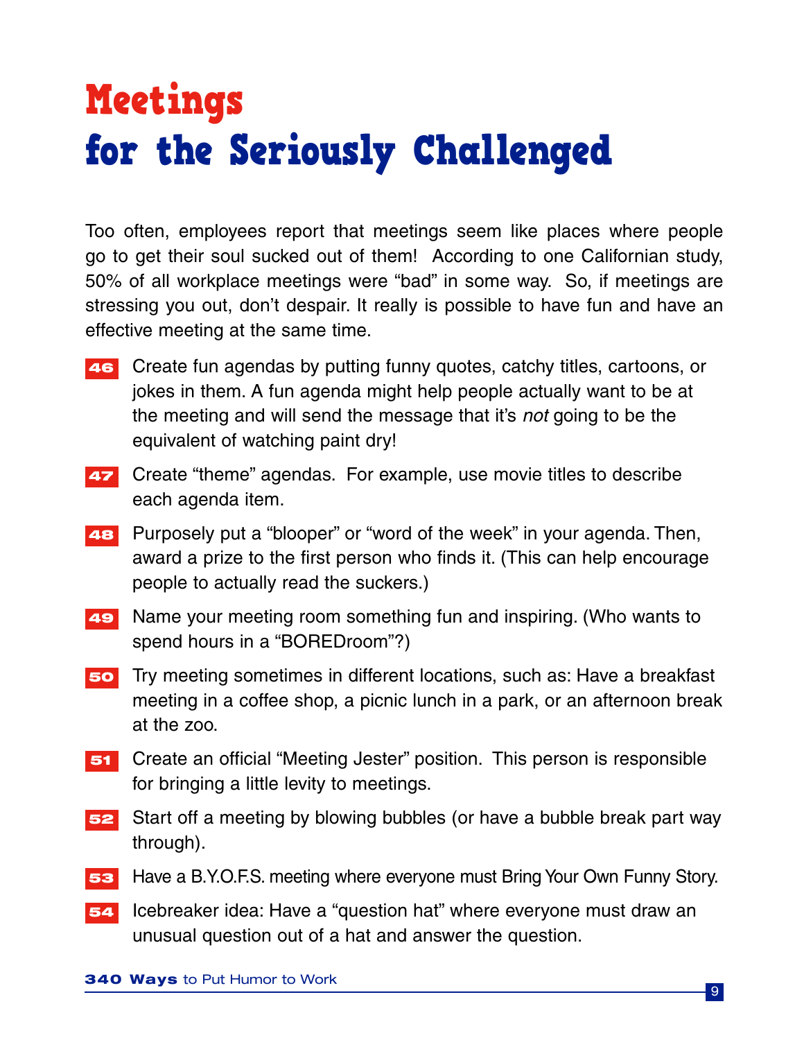# Meetings for the Seriously Challenged

Too often, employees report that meetings seem like places where people go to get their soul sucked out of them! According to one Californian study, 50% of all workplace meetings were "bad" in some way. So, if meetings are stressing you out, don't despair. It really is possible to have fun and have an effective meeting at the same time.

**46** Create fun agendas by putting funny quotes, catchy titles, cartoons, or jokes in them. A fun agenda might help people actually want to be at the meeting and will send the message that it's *not* going to be the equivalent of watching paint dry!

**47** Create "theme" agendas. For example, use movie titles to describe each agenda item.

**48** Purposely put a "blooper" or "word of the week" in your agenda. Then, award a prize to the first person who finds it. (This can help encourage people to actually read the suckers.)

**49** Name your meeting room something fun and inspiring. (Who wants to spend hours in a "BOREDroom"?)

**50** Try meeting sometimes in different locations, such as: Have a breakfast meeting in a coffee shop, a picnic lunch in a park, or an afternoon break at the zoo.

**51** Create an official "Meeting Jester" position. This person is responsible for bringing a little levity to meetings.

**52** Start off a meeting by blowing bubbles (or have a bubble break part way through).

**53** Have a B.Y.O.F.S. meeting where everyone must Bring Your Own Funny Story.

**54** Icebreaker idea: Have a "question hat" where everyone must draw an unusual question out of a hat and answer the question.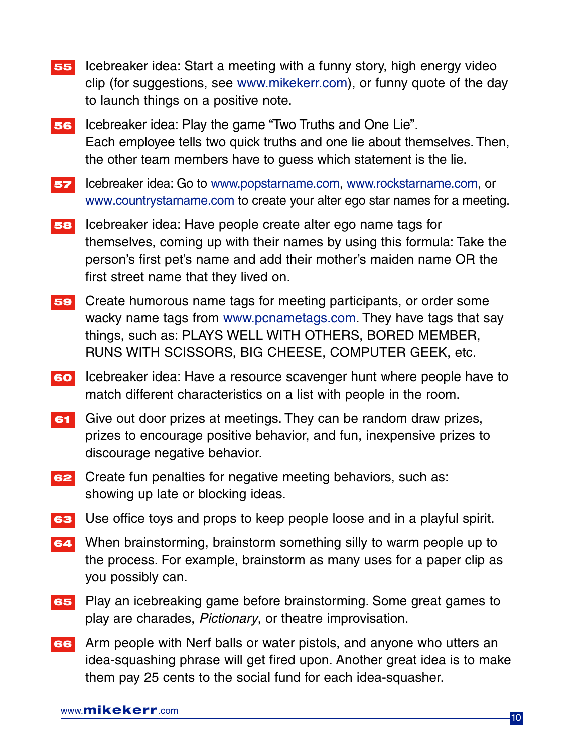**55** Icebreaker idea: Start a meeting with a funny story, high energy video clip (for suggestions, see www.mikekerr.com), or funny quote of the day to launch things on a positive note.

**56** Icebreaker idea: Play the game "Two Truths and One Lie". Each employee tells two quick truths and one lie about themselves. Then, the other team members have to guess which statement is the lie.

**57** Icebreaker idea: Go to www.popstarname.com, www.rockstarname.com, or www.countrystarname.com to create your alter ego star names for a meeting.

**58** Icebreaker idea: Have people create alter ego name tags for themselves, coming up with their names by using this formula: Take the person's first pet's name and add their mother's maiden name OR the first street name that they lived on.

**59** Create humorous name tags for meeting participants, or order some wacky name tags from www.pcnametags.com. They have tags that say things, such as: PLAYS WELL WITH OTHERS, BORED MEMBER, RUNS WITH SCISSORS, BIG CHEESE, COMPUTER GEEK, etc.

**60** Icebreaker idea: Have a resource scavenger hunt where people have to match different characteristics on a list with people in the room.

**61** Give out door prizes at meetings. They can be random draw prizes, prizes to encourage positive behavior, and fun, inexpensive prizes to discourage negative behavior.

**62** Create fun penalties for negative meeting behaviors, such as: showing up late or blocking ideas.

**63** Use office toys and props to keep people loose and in a playful spirit.

**64** When brainstorming, brainstorm something silly to warm people up to the process. For example, brainstorm as many uses for a paper clip as you possibly can.

**65** Play an icebreaking game before brainstorming. Some great games to play are charades, *Pictionary*, or theatre improvisation.

**66** Arm people with Nerf balls or water pistols, and anyone who utters an idea-squashing phrase will get fired upon. Another great idea is to make them pay 25 cents to the social fund for each idea-squasher.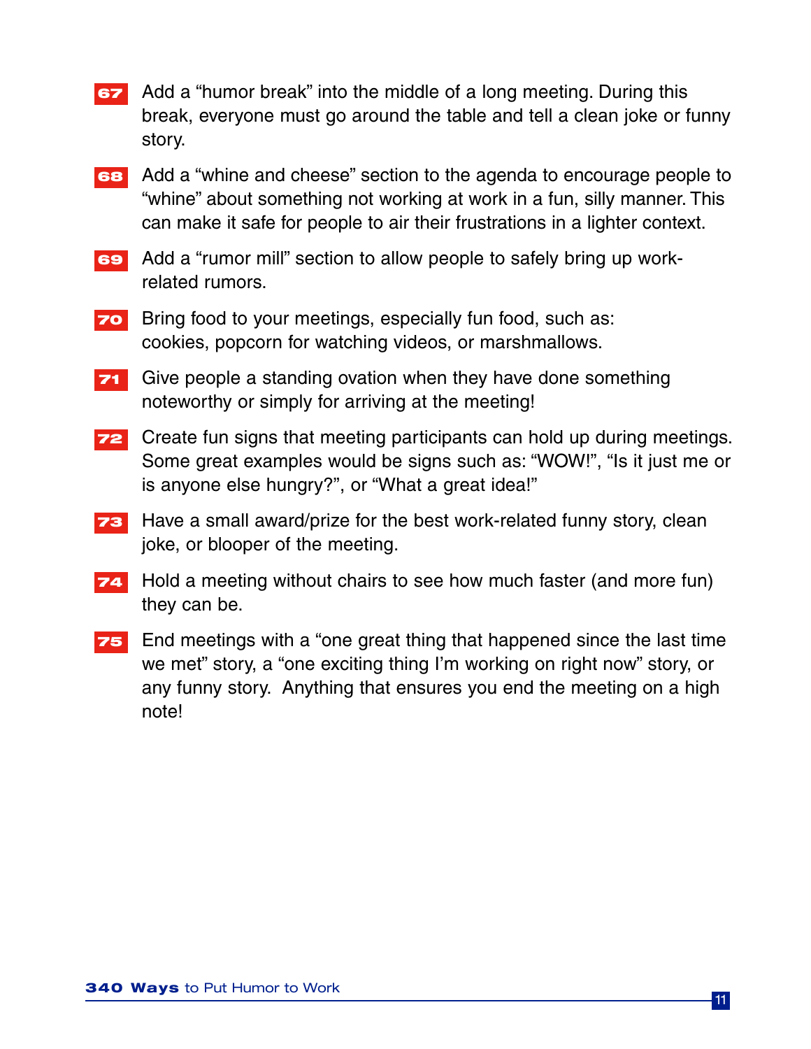**67** Add a "humor break" into the middle of a long meeting. During this break, everyone must go around the table and tell a clean joke or funny story.

**68** Add a "whine and cheese" section to the agenda to encourage people to "whine" about something not working at work in a fun, silly manner. This can make it safe for people to air their frustrations in a lighter context.

**69** Add a "rumor mill" section to allow people to safely bring up work-related rumors.

**70** Bring food to your meetings, especially fun food, such as: cookies, popcorn for watching videos, or marshmallows.

**71** Give people a standing ovation when they have done something noteworthy or simply for arriving at the meeting!

**72** Create fun signs that meeting participants can hold up during meetings. Some great examples would be signs such as: "WOW!", "Is it just me or is anyone else hungry?", or "What a great idea!"

**73** Have a small award/prize for the best work-related funny story, clean joke, or blooper of the meeting.

**74** Hold a meeting without chairs to see how much faster (and more fun) they can be.

**75** End meetings with a "one great thing that happened since the last time we met" story, a "one exciting thing I'm working on right now" story, or any funny story. Anything that ensures you end the meeting on a high note!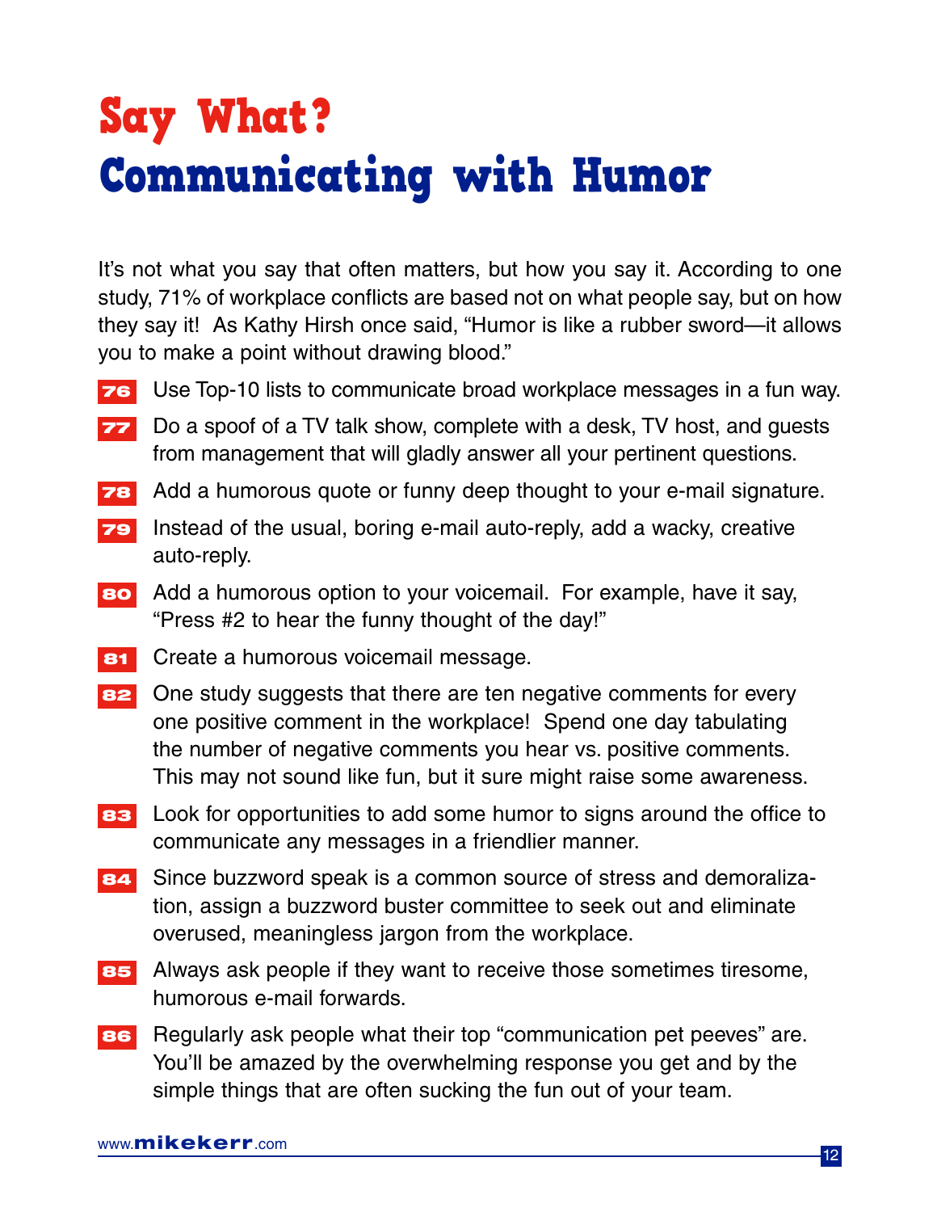# Say What?
# Communicating with Humor

It's not what you say that often matters, but how you say it. According to one study, 71% of workplace conflicts are based not on what people say, but on how they say it! As Kathy Hirsh once said, "Humor is like a rubber sword—it allows you to make a point without drawing blood."

**76** Use Top-10 lists to communicate broad workplace messages in a fun way.

**77** Do a spoof of a TV talk show, complete with a desk, TV host, and guests from management that will gladly answer all your pertinent questions.

**78** Add a humorous quote or funny deep thought to your e-mail signature.

**79** Instead of the usual, boring e-mail auto-reply, add a wacky, creative auto-reply.

**80** Add a humorous option to your voicemail. For example, have it say, "Press #2 to hear the funny thought of the day!"

**81** Create a humorous voicemail message.

**82** One study suggests that there are ten negative comments for every one positive comment in the workplace! Spend one day tabulating the number of negative comments you hear vs. positive comments. This may not sound like fun, but it sure might raise some awareness.

**83** Look for opportunities to add some humor to signs around the office to communicate any messages in a friendlier manner.

**84** Since buzzword speak is a common source of stress and demoralization, assign a buzzword buster committee to seek out and eliminate overused, meaningless jargon from the workplace.

**85** Always ask people if they want to receive those sometimes tiresome, humorous e-mail forwards.

**86** Regularly ask people what their top "communication pet peeves" are. You'll be amazed by the overwhelming response you get and by the simple things that are often sucking the fun out of your team.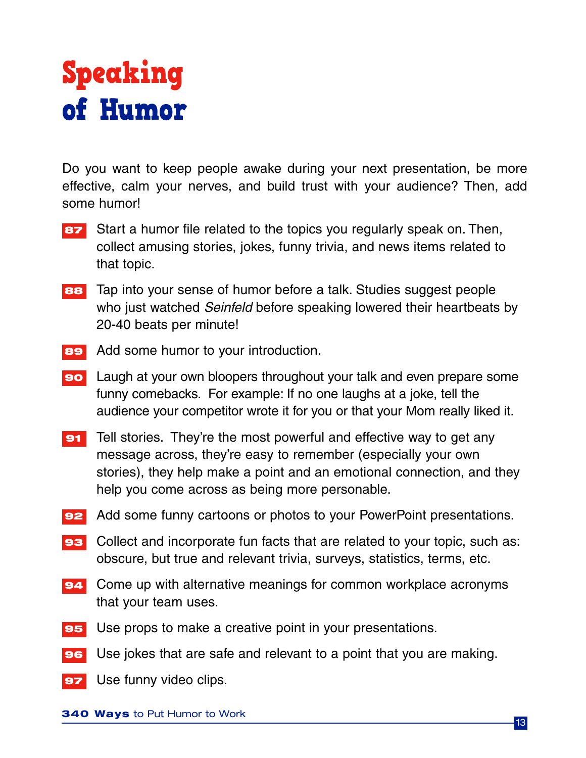# Speaking of Humor

Do you want to keep people awake during your next presentation, be more effective, calm your nerves, and build trust with your audience? Then, add some humor!

**87** Start a humor file related to the topics you regularly speak on. Then, collect amusing stories, jokes, funny trivia, and news items related to that topic.

**88** Tap into your sense of humor before a talk. Studies suggest people who just watched *Seinfeld* before speaking lowered their heartbeats by 20-40 beats per minute!

**89** Add some humor to your introduction.

**90** Laugh at your own bloopers throughout your talk and even prepare some funny comebacks. For example: If no one laughs at a joke, tell the audience your competitor wrote it for you or that your Mom really liked it.

**91** Tell stories. They're the most powerful and effective way to get any message across, they're easy to remember (especially your own stories), they help make a point and an emotional connection, and they help you come across as being more personable.

**92** Add some funny cartoons or photos to your PowerPoint presentations.

**93** Collect and incorporate fun facts that are related to your topic, such as: obscure, but true and relevant trivia, surveys, statistics, terms, etc.

**94** Come up with alternative meanings for common workplace acronyms that your team uses.

**95** Use props to make a creative point in your presentations.

**96** Use jokes that are safe and relevant to a point that you are making.

**97** Use funny video clips.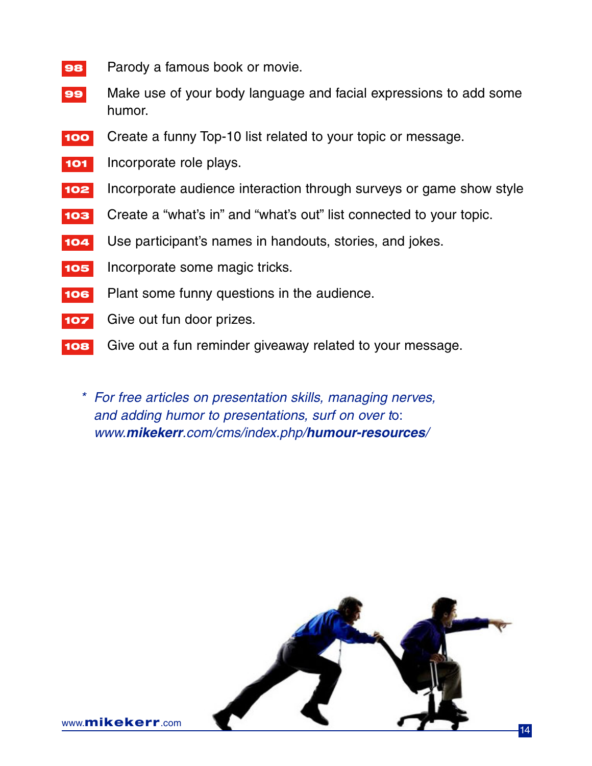98. Parody a famous book or movie.
99. Make use of your body language and facial expressions to add some humor.
100. Create a funny Top-10 list related to your topic or message.
101. Incorporate role plays.
102. Incorporate audience interaction through surveys or game show style
103. Create a “what’s in” and “what’s out” list connected to your topic.
104. Use participant’s names in handouts, stories, and jokes.
105. Incorporate some magic tricks.
106. Plant some funny questions in the audience.
107. Give out fun door prizes.
108. Give out a fun reminder giveaway related to your message.

\* *For free articles on presentation skills, managing nerves, and adding humor to presentations, surf on over to: www.**mikekerr**.com/cms/index.php/**humour-resources**/*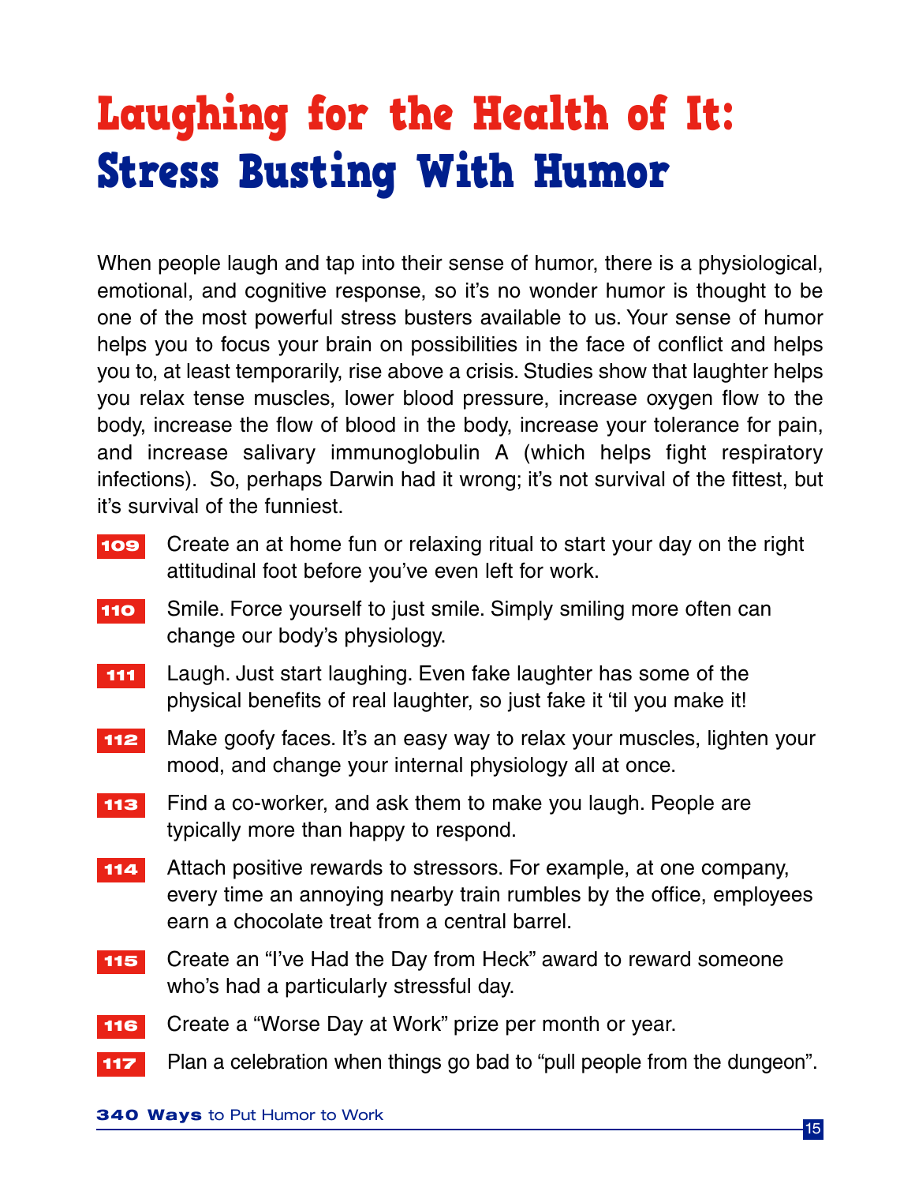# Laughing for the Health of It: Stress Busting With Humor

When people laugh and tap into their sense of humor, there is a physiological, emotional, and cognitive response, so it's no wonder humor is thought to be one of the most powerful stress busters available to us. Your sense of humor helps you to focus your brain on possibilities in the face of conflict and helps you to, at least temporarily, rise above a crisis. Studies show that laughter helps you relax tense muscles, lower blood pressure, increase oxygen flow to the body, increase the flow of blood in the body, increase your tolerance for pain, and increase salivary immunoglobulin A (which helps fight respiratory infections). So, perhaps Darwin had it wrong; it's not survival of the fittest, but it's survival of the funniest.

**109** Create an at home fun or relaxing ritual to start your day on the right attitudinal foot before you've even left for work.

**110** Smile. Force yourself to just smile. Simply smiling more often can change our body's physiology.

**111** Laugh. Just start laughing. Even fake laughter has some of the physical benefits of real laughter, so just fake it 'til you make it!

**112** Make goofy faces. It's an easy way to relax your muscles, lighten your mood, and change your internal physiology all at once.

**113** Find a co-worker, and ask them to make you laugh. People are typically more than happy to respond.

**114** Attach positive rewards to stressors. For example, at one company, every time an annoying nearby train rumbles by the office, employees earn a chocolate treat from a central barrel.

**115** Create an "I've Had the Day from Heck" award to reward someone who's had a particularly stressful day.

**116** Create a "Worse Day at Work" prize per month or year.

**117** Plan a celebration when things go bad to "pull people from the dungeon".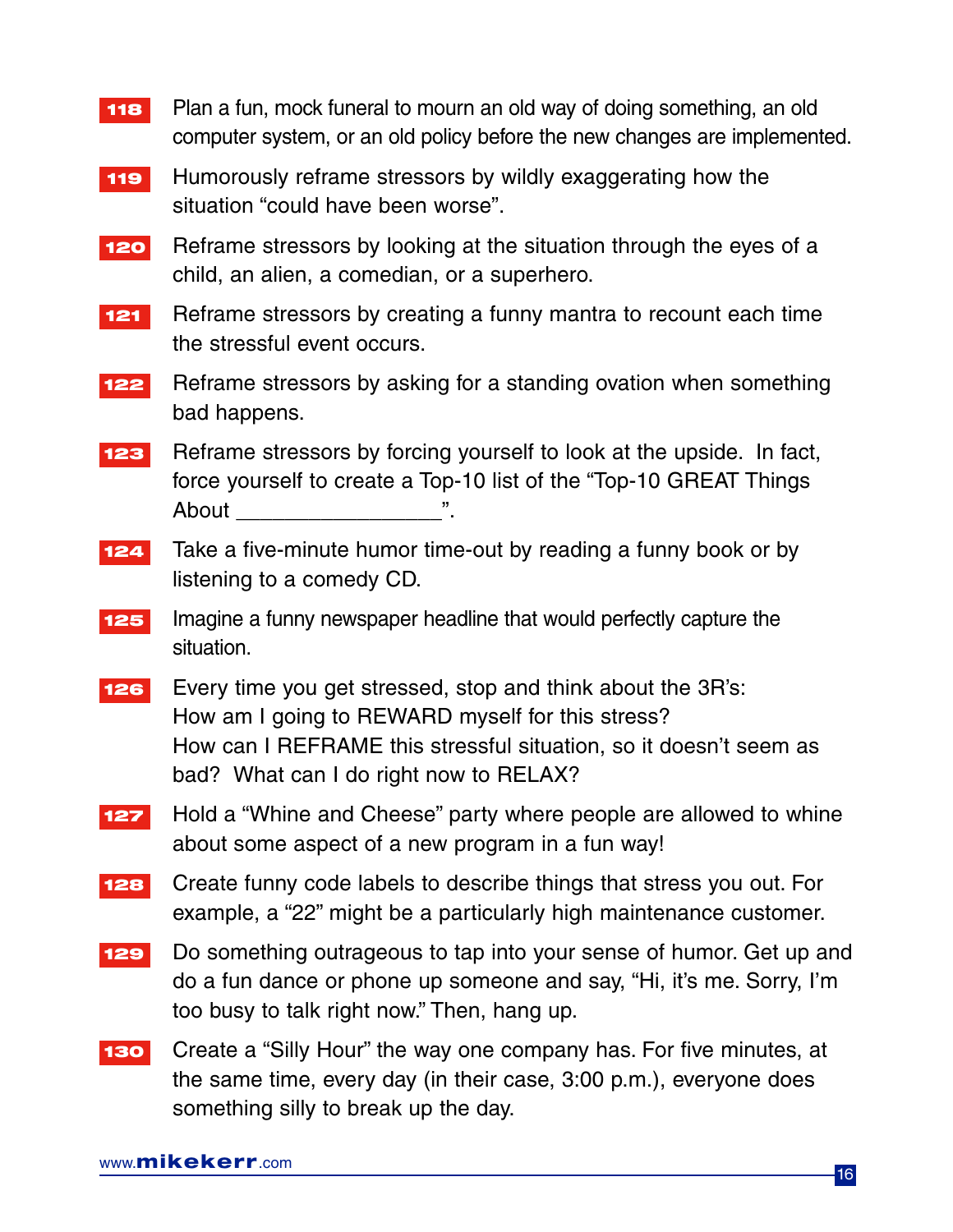**118** Plan a fun, mock funeral to mourn an old way of doing something, an old computer system, or an old policy before the new changes are implemented.

**119** Humorously reframe stressors by wildly exaggerating how the situation "could have been worse".

**120** Reframe stressors by looking at the situation through the eyes of a child, an alien, a comedian, or a superhero.

**121** Reframe stressors by creating a funny mantra to recount each time the stressful event occurs.

**122** Reframe stressors by asking for a standing ovation when something bad happens.

**123** Reframe stressors by forcing yourself to look at the upside. In fact, force yourself to create a Top-10 list of the "Top-10 GREAT Things About ________________".

**124** Take a five-minute humor time-out by reading a funny book or by listening to a comedy CD.

**125** Imagine a funny newspaper headline that would perfectly capture the situation.

**126** Every time you get stressed, stop and think about the 3R's:
How am I going to REWARD myself for this stress?
How can I REFRAME this stressful situation, so it doesn't seem as bad? What can I do right now to RELAX?

**127** Hold a "Whine and Cheese" party where people are allowed to whine about some aspect of a new program in a fun way!

**128** Create funny code labels to describe things that stress you out. For example, a "22" might be a particularly high maintenance customer.

**129** Do something outrageous to tap into your sense of humor. Get up and do a fun dance or phone up someone and say, "Hi, it's me. Sorry, I'm too busy to talk right now." Then, hang up.

**130** Create a "Silly Hour" the way one company has. For five minutes, at the same time, every day (in their case, 3:00 p.m.), everyone does something silly to break up the day.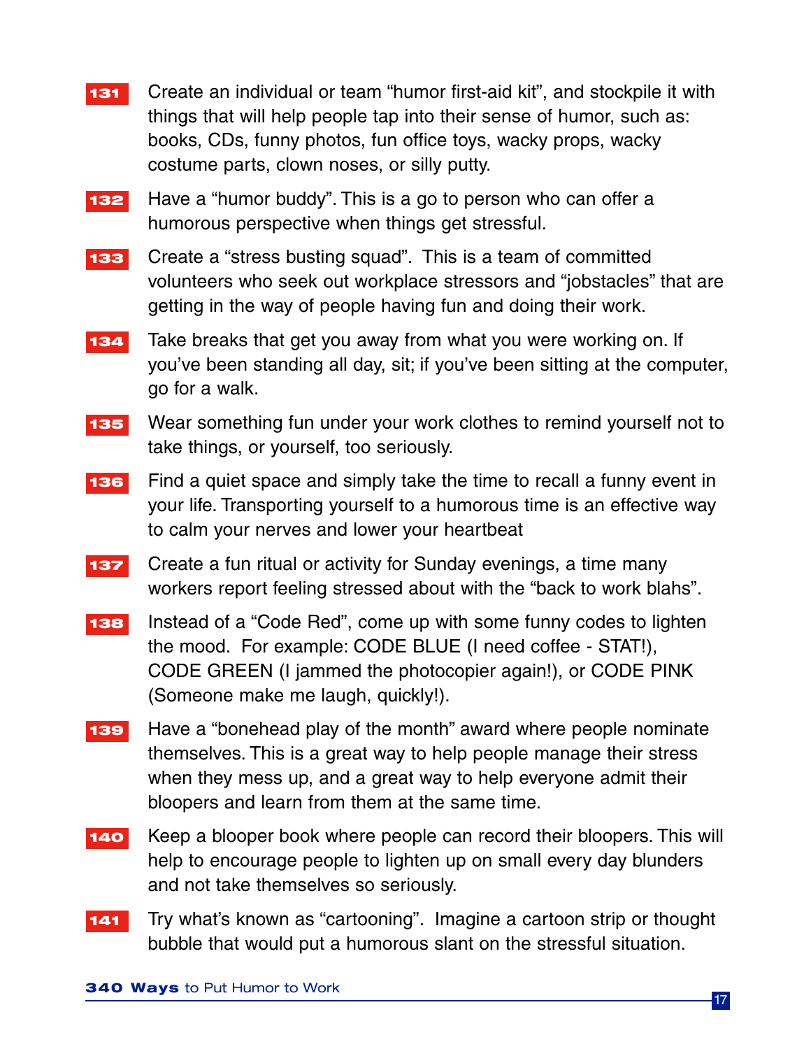**131** Create an individual or team “humor first-aid kit”, and stockpile it with things that will help people tap into their sense of humor, such as: books, CDs, funny photos, fun office toys, wacky props, wacky costume parts, clown noses, or silly putty.

**132** Have a “humor buddy”. This is a go to person who can offer a humorous perspective when things get stressful.

**133** Create a “stress busting squad”. This is a team of committed volunteers who seek out workplace stressors and “jobstacles” that are getting in the way of people having fun and doing their work.

**134** Take breaks that get you away from what you were working on. If you’ve been standing all day, sit; if you’ve been sitting at the computer, go for a walk.

**135** Wear something fun under your work clothes to remind yourself not to take things, or yourself, too seriously.

**136** Find a quiet space and simply take the time to recall a funny event in your life. Transporting yourself to a humorous time is an effective way to calm your nerves and lower your heartbeat

**137** Create a fun ritual or activity for Sunday evenings, a time many workers report feeling stressed about with the “back to work blahs”.

**138** Instead of a “Code Red”, come up with some funny codes to lighten the mood. For example: CODE BLUE (I need coffee - STAT!), CODE GREEN (I jammed the photocopier again!), or CODE PINK (Someone make me laugh, quickly!).

**139** Have a “bonehead play of the month” award where people nominate themselves. This is a great way to help people manage their stress when they mess up, and a great way to help everyone admit their bloopers and learn from them at the same time.

**140** Keep a blooper book where people can record their bloopers. This will help to encourage people to lighten up on small every day blunders and not take themselves so seriously.

**141** Try what’s known as “cartooning”. Imagine a cartoon strip or thought bubble that would put a humorous slant on the stressful situation.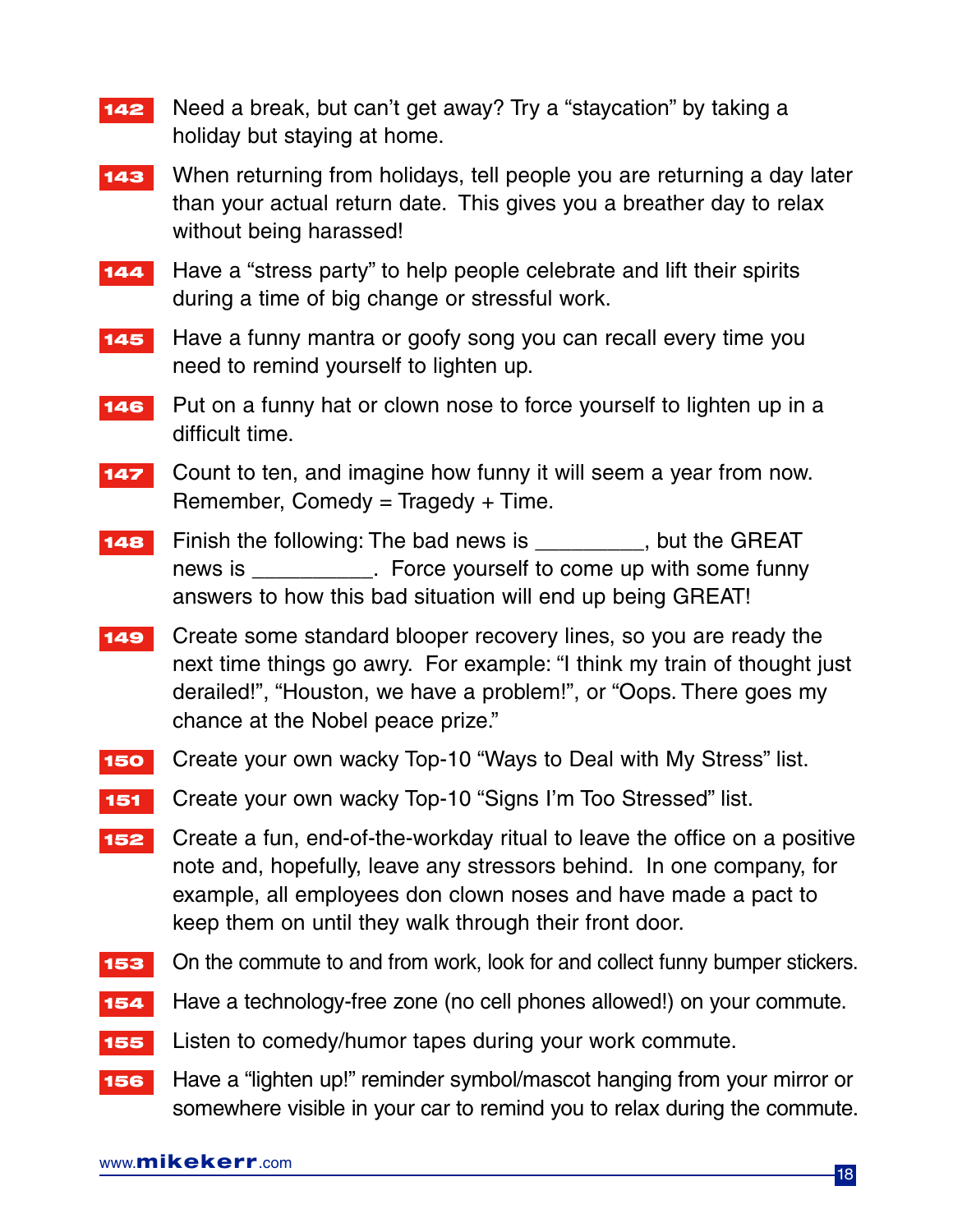**142** Need a break, but can't get away? Try a "staycation" by taking a holiday but staying at home.

**143** When returning from holidays, tell people you are returning a day later than your actual return date. This gives you a breather day to relax without being harassed!

**144** Have a "stress party" to help people celebrate and lift their spirits during a time of big change or stressful work.

**145** Have a funny mantra or goofy song you can recall every time you need to remind yourself to lighten up.

**146** Put on a funny hat or clown nose to force yourself to lighten up in a difficult time.

**147** Count to ten, and imagine how funny it will seem a year from now. Remember, Comedy = Tragedy + Time.

**148** Finish the following: The bad news is _________, but the GREAT news is __________. Force yourself to come up with some funny answers to how this bad situation will end up being GREAT!

**149** Create some standard blooper recovery lines, so you are ready the next time things go awry. For example: "I think my train of thought just derailed!", "Houston, we have a problem!", or "Oops. There goes my chance at the Nobel peace prize."

**150** Create your own wacky Top-10 "Ways to Deal with My Stress" list.

**151** Create your own wacky Top-10 "Signs I'm Too Stressed" list.

**152** Create a fun, end-of-the-workday ritual to leave the office on a positive note and, hopefully, leave any stressors behind. In one company, for example, all employees don clown noses and have made a pact to keep them on until they walk through their front door.

**153** On the commute to and from work, look for and collect funny bumper stickers.

**154** Have a technology-free zone (no cell phones allowed!) on your commute.

**155** Listen to comedy/humor tapes during your work commute.

**156** Have a "lighten up!" reminder symbol/mascot hanging from your mirror or somewhere visible in your car to remind you to relax during the commute.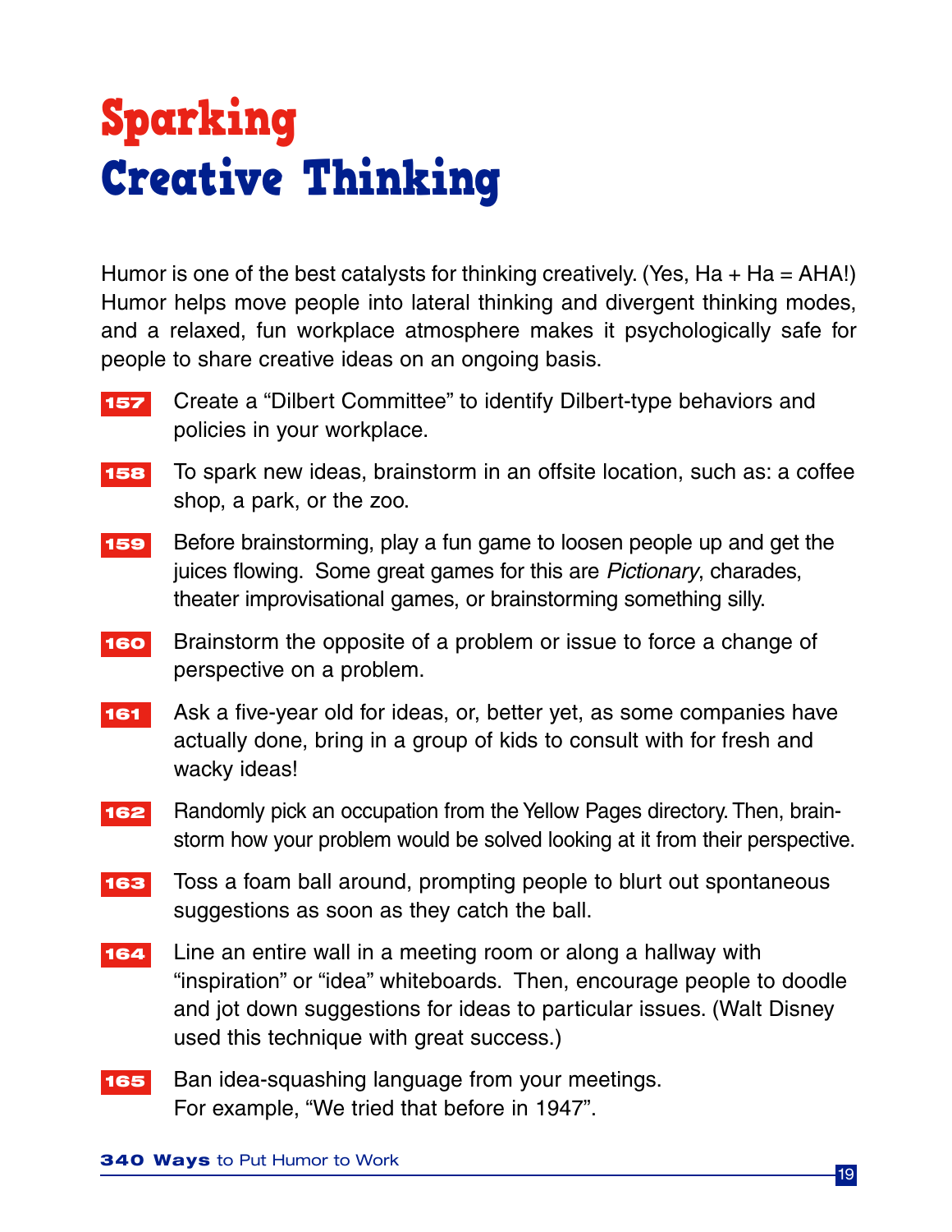# Sparking Creative Thinking

Humor is one of the best catalysts for thinking creatively. (Yes, Ha + Ha = AHA!) Humor helps move people into lateral thinking and divergent thinking modes, and a relaxed, fun workplace atmosphere makes it psychologically safe for people to share creative ideas on an ongoing basis.

**157** Create a "Dilbert Committee" to identify Dilbert-type behaviors and policies in your workplace.

**158** To spark new ideas, brainstorm in an offsite location, such as: a coffee shop, a park, or the zoo.

**159** Before brainstorming, play a fun game to loosen people up and get the juices flowing. Some great games for this are *Pictionary*, charades, theater improvisational games, or brainstorming something silly.

**160** Brainstorm the opposite of a problem or issue to force a change of perspective on a problem.

**161** Ask a five-year old for ideas, or, better yet, as some companies have actually done, bring in a group of kids to consult with for fresh and wacky ideas!

**162** Randomly pick an occupation from the Yellow Pages directory. Then, brainstorm how your problem would be solved looking at it from their perspective.

**163** Toss a foam ball around, prompting people to blurt out spontaneous suggestions as soon as they catch the ball.

**164** Line an entire wall in a meeting room or along a hallway with "inspiration" or "idea" whiteboards. Then, encourage people to doodle and jot down suggestions for ideas to particular issues. (Walt Disney used this technique with great success.)

**165** Ban idea-squashing language from your meetings. For example, "We tried that before in 1947".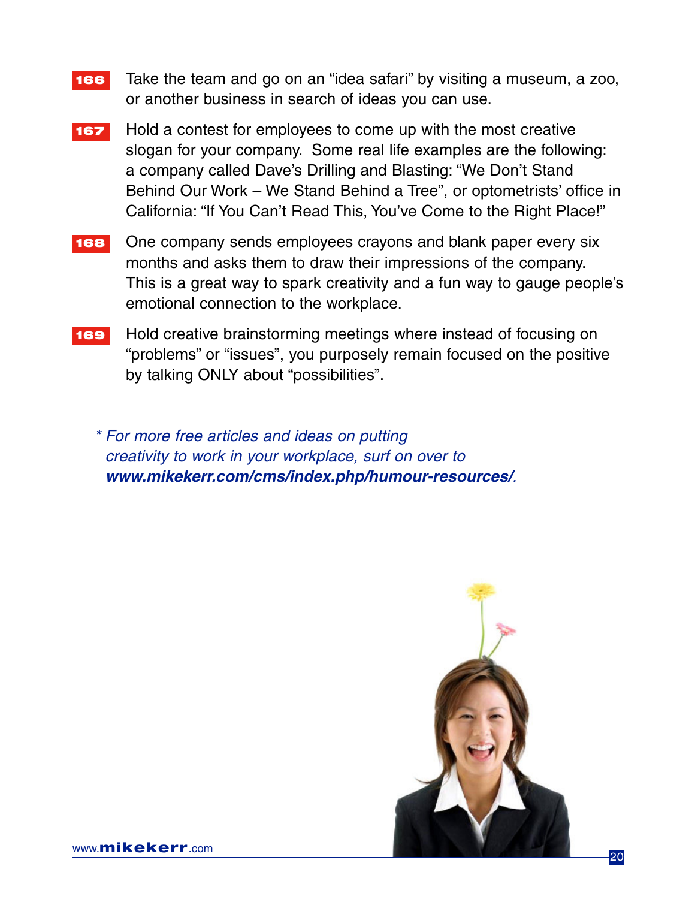**166** Take the team and go on an “idea safari” by visiting a museum, a zoo, or another business in search of ideas you can use.

**167** Hold a contest for employees to come up with the most creative slogan for your company. Some real life examples are the following: a company called Dave’s Drilling and Blasting: “We Don’t Stand Behind Our Work – We Stand Behind a Tree”, or optometrists’ office in California: “If You Can’t Read This, You’ve Come to the Right Place!”

**168** One company sends employees crayons and blank paper every six months and asks them to draw their impressions of the company. This is a great way to spark creativity and a fun way to gauge people’s emotional connection to the workplace.

**169** Hold creative brainstorming meetings where instead of focusing on “problems” or “issues”, you purposely remain focused on the positive by talking ONLY about “possibilities”.

*\* For more free articles and ideas on putting creativity to work in your workplace, surf on over to* ***www.mikekerr.com/cms/index.php/humour-resources/****.*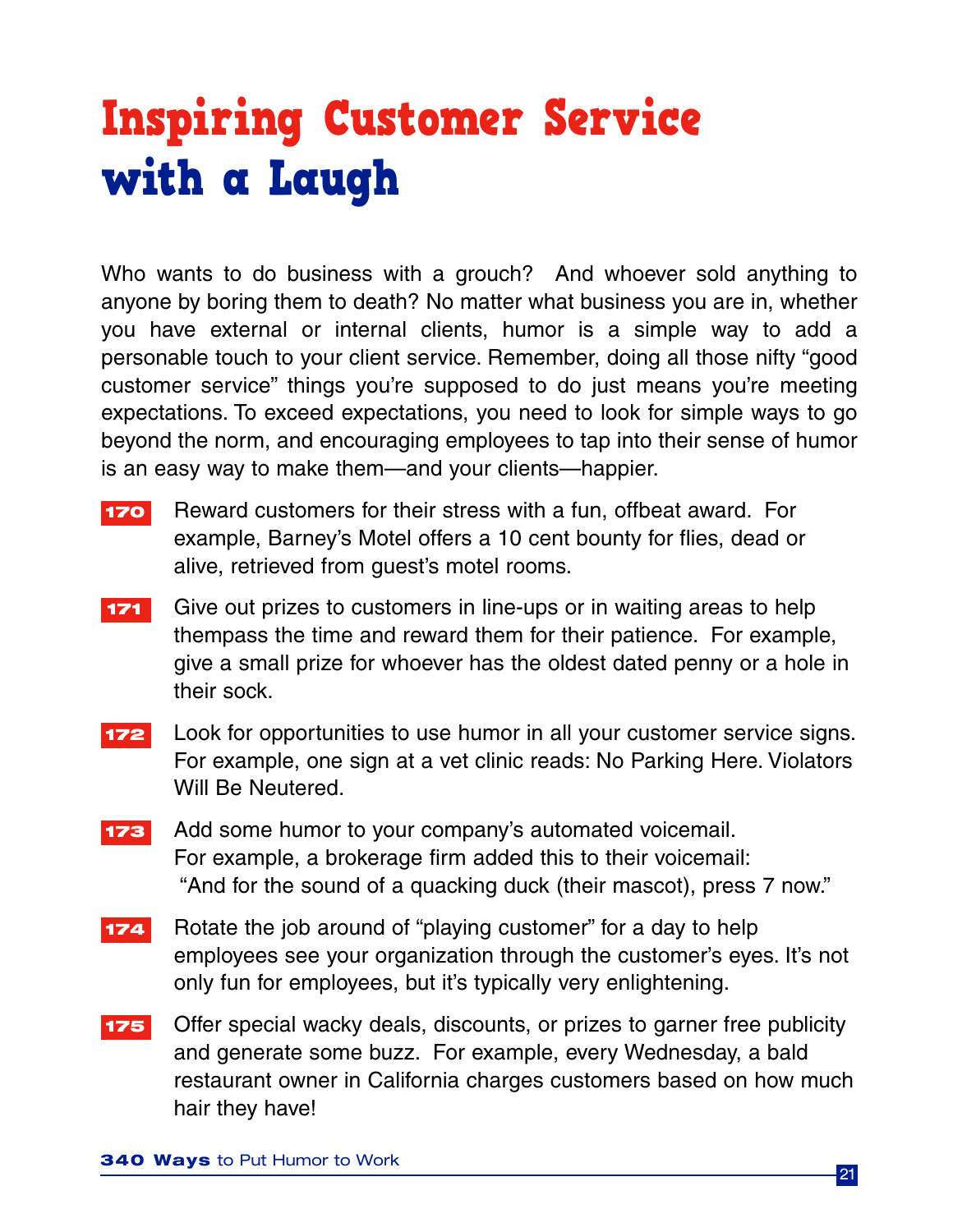# Inspiring Customer Service with a Laugh

Who wants to do business with a grouch? And whoever sold anything to anyone by boring them to death? No matter what business you are in, whether you have external or internal clients, humor is a simple way to add a personable touch to your client service. Remember, doing all those nifty "good customer service" things you're supposed to do just means you're meeting expectations. To exceed expectations, you need to look for simple ways to go beyond the norm, and encouraging employees to tap into their sense of humor is an easy way to make them—and your clients—happier.

**170** Reward customers for their stress with a fun, offbeat award. For example, Barney's Motel offers a 10 cent bounty for flies, dead or alive, retrieved from guest's motel rooms.

**171** Give out prizes to customers in line-ups or in waiting areas to help thempass the time and reward them for their patience. For example, give a small prize for whoever has the oldest dated penny or a hole in their sock.

**172** Look for opportunities to use humor in all your customer service signs. For example, one sign at a vet clinic reads: No Parking Here. Violators Will Be Neutered.

**173** Add some humor to your company's automated voicemail. For example, a brokerage firm added this to their voicemail: "And for the sound of a quacking duck (their mascot), press 7 now."

**174** Rotate the job around of "playing customer" for a day to help employees see your organization through the customer's eyes. It's not only fun for employees, but it's typically very enlightening.

**175** Offer special wacky deals, discounts, or prizes to garner free publicity and generate some buzz. For example, every Wednesday, a bald restaurant owner in California charges customers based on how much hair they have!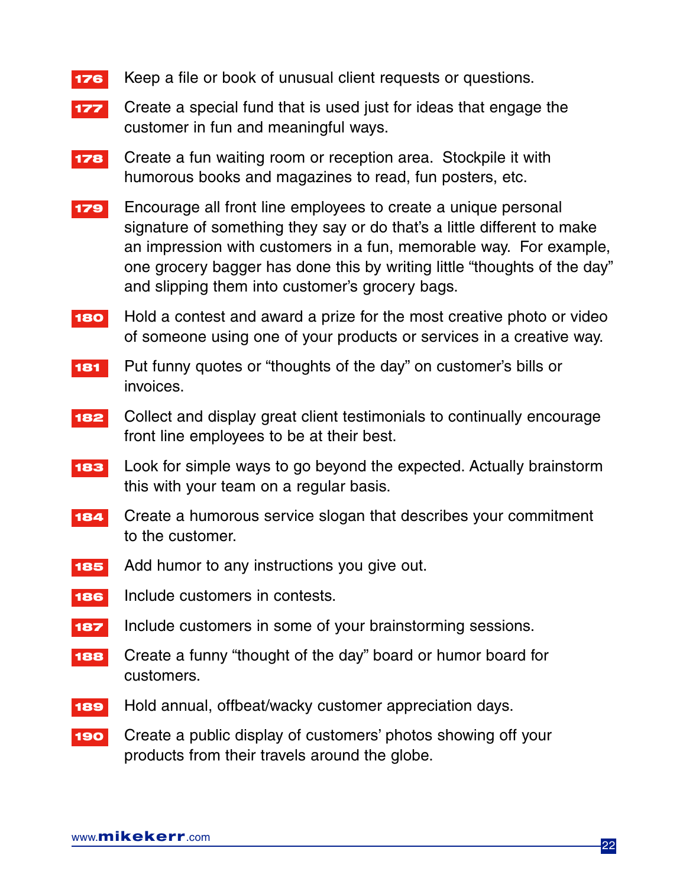**176** Keep a file or book of unusual client requests or questions.

**177** Create a special fund that is used just for ideas that engage the customer in fun and meaningful ways.

**178** Create a fun waiting room or reception area. Stockpile it with humorous books and magazines to read, fun posters, etc.

**179** Encourage all front line employees to create a unique personal signature of something they say or do that's a little different to make an impression with customers in a fun, memorable way. For example, one grocery bagger has done this by writing little "thoughts of the day" and slipping them into customer's grocery bags.

**180** Hold a contest and award a prize for the most creative photo or video of someone using one of your products or services in a creative way.

**181** Put funny quotes or "thoughts of the day" on customer's bills or invoices.

**182** Collect and display great client testimonials to continually encourage front line employees to be at their best.

**183** Look for simple ways to go beyond the expected. Actually brainstorm this with your team on a regular basis.

**184** Create a humorous service slogan that describes your commitment to the customer.

**185** Add humor to any instructions you give out.

**186** Include customers in contests.

**187** Include customers in some of your brainstorming sessions.

**188** Create a funny "thought of the day" board or humor board for customers.

**189** Hold annual, offbeat/wacky customer appreciation days.

**190** Create a public display of customers' photos showing off your products from their travels around the globe.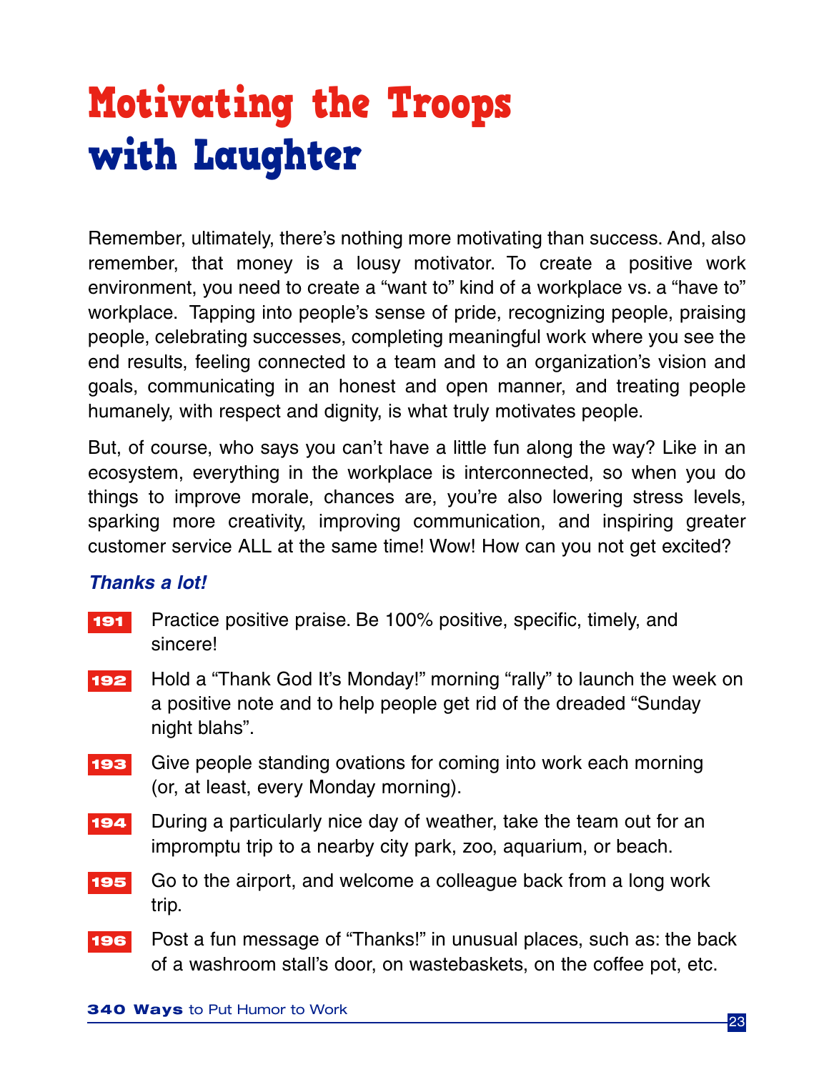# Motivating the Troops with Laughter

Remember, ultimately, there's nothing more motivating than success. And, also remember, that money is a lousy motivator. To create a positive work environment, you need to create a "want to" kind of a workplace vs. a "have to" workplace. Tapping into people's sense of pride, recognizing people, praising people, celebrating successes, completing meaningful work where you see the end results, feeling connected to a team and to an organization's vision and goals, communicating in an honest and open manner, and treating people humanely, with respect and dignity, is what truly motivates people.

But, of course, who says you can't have a little fun along the way? Like in an ecosystem, everything in the workplace is interconnected, so when you do things to improve morale, chances are, you're also lowering stress levels, sparking more creativity, improving communication, and inspiring greater customer service ALL at the same time! Wow! How can you not get excited?

***Thanks a lot!***

**191** Practice positive praise. Be 100% positive, specific, timely, and sincere!

**192** Hold a "Thank God It's Monday!" morning "rally" to launch the week on a positive note and to help people get rid of the dreaded "Sunday night blahs".

**193** Give people standing ovations for coming into work each morning (or, at least, every Monday morning).

**194** During a particularly nice day of weather, take the team out for an impromptu trip to a nearby city park, zoo, aquarium, or beach.

**195** Go to the airport, and welcome a colleague back from a long work trip.

**196** Post a fun message of "Thanks!" in unusual places, such as: the back of a washroom stall's door, on wastebaskets, on the coffee pot, etc.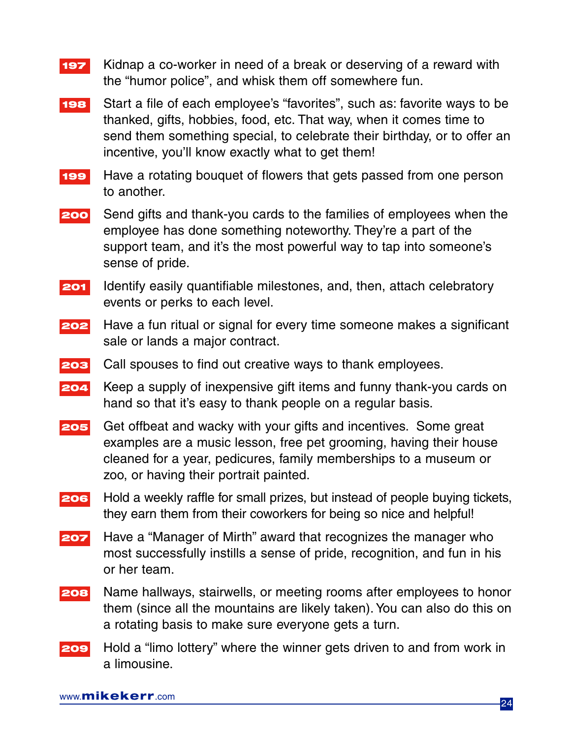**197** Kidnap a co-worker in need of a break or deserving of a reward with the “humor police”, and whisk them off somewhere fun.

**198** Start a file of each employee’s “favorites”, such as: favorite ways to be thanked, gifts, hobbies, food, etc. That way, when it comes time to send them something special, to celebrate their birthday, or to offer an incentive, you’ll know exactly what to get them!

**199** Have a rotating bouquet of flowers that gets passed from one person to another.

**200** Send gifts and thank-you cards to the families of employees when the employee has done something noteworthy. They’re a part of the support team, and it’s the most powerful way to tap into someone’s sense of pride.

**201** Identify easily quantifiable milestones, and, then, attach celebratory events or perks to each level.

**202** Have a fun ritual or signal for every time someone makes a significant sale or lands a major contract.

**203** Call spouses to find out creative ways to thank employees.

**204** Keep a supply of inexpensive gift items and funny thank-you cards on hand so that it’s easy to thank people on a regular basis.

**205** Get offbeat and wacky with your gifts and incentives. Some great examples are a music lesson, free pet grooming, having their house cleaned for a year, pedicures, family memberships to a museum or zoo, or having their portrait painted.

**206** Hold a weekly raffle for small prizes, but instead of people buying tickets, they earn them from their coworkers for being so nice and helpful!

**207** Have a “Manager of Mirth” award that recognizes the manager who most successfully instills a sense of pride, recognition, and fun in his or her team.

**208** Name hallways, stairwells, or meeting rooms after employees to honor them (since all the mountains are likely taken). You can also do this on a rotating basis to make sure everyone gets a turn.

**209** Hold a “limo lottery” where the winner gets driven to and from work in a limousine.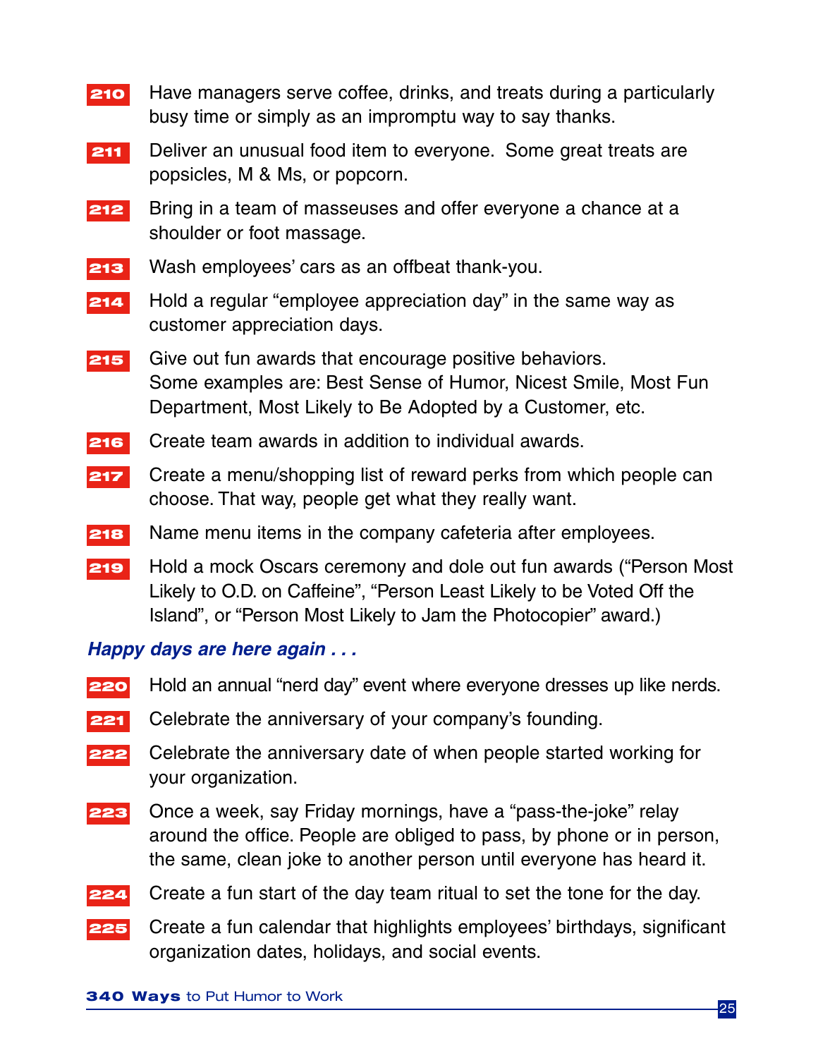**210** Have managers serve coffee, drinks, and treats during a particularly busy time or simply as an impromptu way to say thanks.

**211** Deliver an unusual food item to everyone. Some great treats are popsicles, M & Ms, or popcorn.

**212** Bring in a team of masseuses and offer everyone a chance at a shoulder or foot massage.

**213** Wash employees' cars as an offbeat thank-you.

**214** Hold a regular "employee appreciation day" in the same way as customer appreciation days.

**215** Give out fun awards that encourage positive behaviors. Some examples are: Best Sense of Humor, Nicest Smile, Most Fun Department, Most Likely to Be Adopted by a Customer, etc.

**216** Create team awards in addition to individual awards.

**217** Create a menu/shopping list of reward perks from which people can choose. That way, people get what they really want.

**218** Name menu items in the company cafeteria after employees.

**219** Hold a mock Oscars ceremony and dole out fun awards ("Person Most Likely to O.D. on Caffeine", "Person Least Likely to be Voted Off the Island", or "Person Most Likely to Jam the Photocopier" award.)

***Happy days are here again . . .***

**220** Hold an annual "nerd day" event where everyone dresses up like nerds.

**221** Celebrate the anniversary of your company's founding.

**222** Celebrate the anniversary date of when people started working for your organization.

**223** Once a week, say Friday mornings, have a "pass-the-joke" relay around the office. People are obliged to pass, by phone or in person, the same, clean joke to another person until everyone has heard it.

**224** Create a fun start of the day team ritual to set the tone for the day.

**225** Create a fun calendar that highlights employees' birthdays, significant organization dates, holidays, and social events.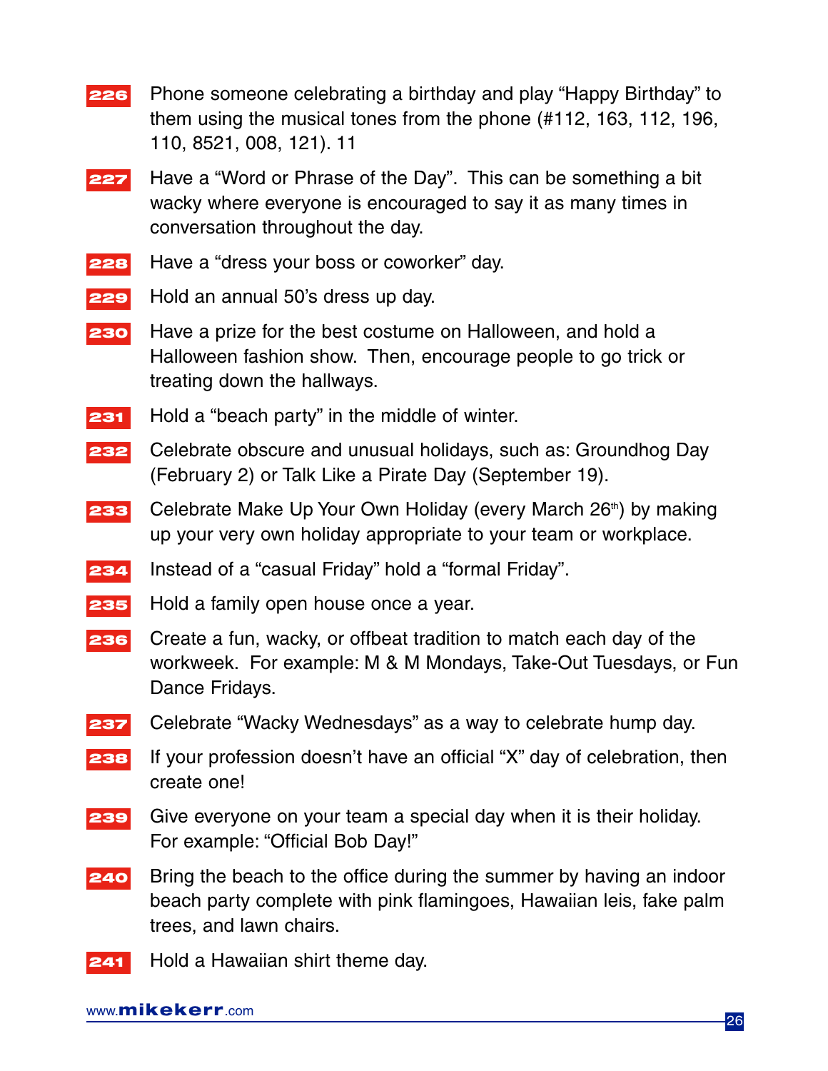**226** Phone someone celebrating a birthday and play "Happy Birthday" to them using the musical tones from the phone (#112, 163, 112, 196, 110, 8521, 008, 121). 11

**227** Have a "Word or Phrase of the Day". This can be something a bit wacky where everyone is encouraged to say it as many times in conversation throughout the day.

**228** Have a "dress your boss or coworker" day.

**229** Hold an annual 50's dress up day.

**230** Have a prize for the best costume on Halloween, and hold a Halloween fashion show. Then, encourage people to go trick or treating down the hallways.

**231** Hold a "beach party" in the middle of winter.

**232** Celebrate obscure and unusual holidays, such as: Groundhog Day (February 2) or Talk Like a Pirate Day (September 19).

**233** Celebrate Make Up Your Own Holiday (every March 26th) by making up your very own holiday appropriate to your team or workplace.

**234** Instead of a "casual Friday" hold a "formal Friday".

**235** Hold a family open house once a year.

**236** Create a fun, wacky, or offbeat tradition to match each day of the workweek. For example: M & M Mondays, Take-Out Tuesdays, or Fun Dance Fridays.

**237** Celebrate "Wacky Wednesdays" as a way to celebrate hump day.

**238** If your profession doesn't have an official "X" day of celebration, then create one!

**239** Give everyone on your team a special day when it is their holiday. For example: "Official Bob Day!"

**240** Bring the beach to the office during the summer by having an indoor beach party complete with pink flamingoes, Hawaiian leis, fake palm trees, and lawn chairs.

**241** Hold a Hawaiian shirt theme day.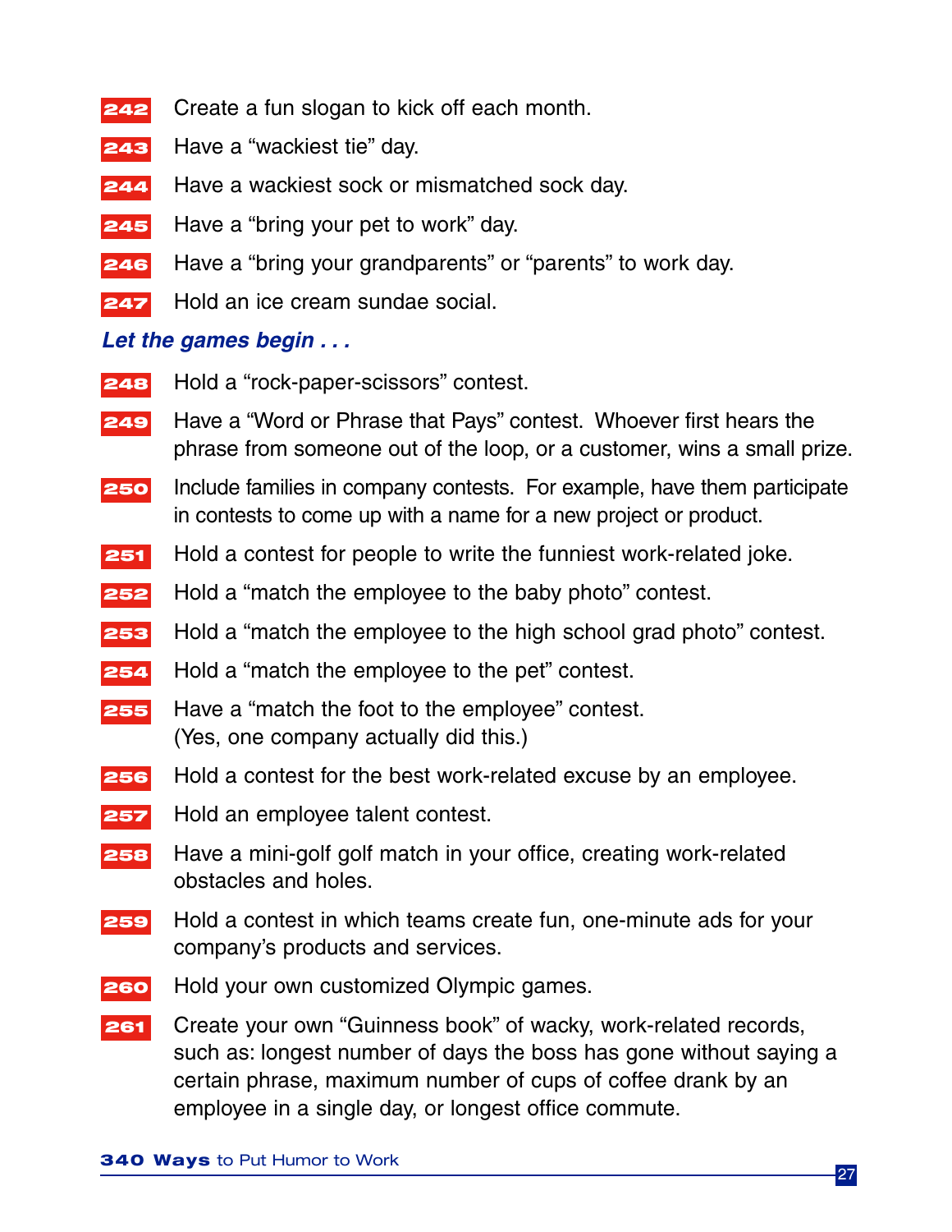242 Create a fun slogan to kick off each month.

243 Have a “wackiest tie” day.

244 Have a wackiest sock or mismatched sock day.

245 Have a “bring your pet to work” day.

246 Have a “bring your grandparents” or “parents” to work day.

247 Hold an ice cream sundae social.

***Let the games begin . . .***

248 Hold a “rock-paper-scissors” contest.

249 Have a “Word or Phrase that Pays” contest. Whoever first hears the phrase from someone out of the loop, or a customer, wins a small prize.

250 Include families in company contests. For example, have them participate in contests to come up with a name for a new project or product.

251 Hold a contest for people to write the funniest work-related joke.

252 Hold a “match the employee to the baby photo” contest.

253 Hold a “match the employee to the high school grad photo” contest.

254 Hold a “match the employee to the pet” contest.

255 Have a “match the foot to the employee” contest. (Yes, one company actually did this.)

256 Hold a contest for the best work-related excuse by an employee.

257 Hold an employee talent contest.

258 Have a mini-golf golf match in your office, creating work-related obstacles and holes.

259 Hold a contest in which teams create fun, one-minute ads for your company’s products and services.

260 Hold your own customized Olympic games.

261 Create your own “Guinness book” of wacky, work-related records, such as: longest number of days the boss has gone without saying a certain phrase, maximum number of cups of coffee drank by an employee in a single day, or longest office commute.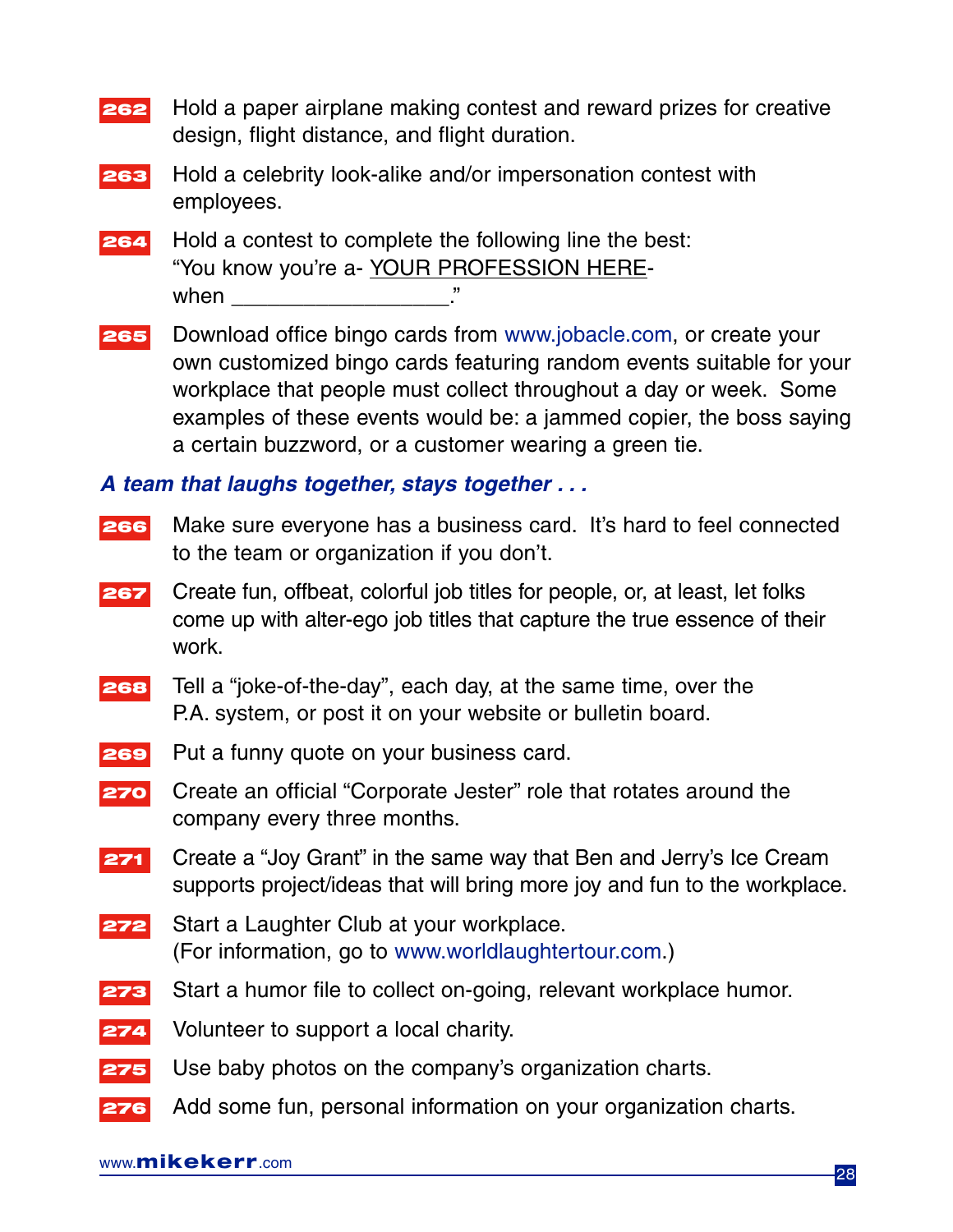**262** Hold a paper airplane making contest and reward prizes for creative design, flight distance, and flight duration.

**263** Hold a celebrity look-alike and/or impersonation contest with employees.

**264** Hold a contest to complete the following line the best:
"You know you're a- YOUR PROFESSION HERE-
when __________________."

**265** Download office bingo cards from www.jobacle.com, or create your own customized bingo cards featuring random events suitable for your workplace that people must collect throughout a day or week. Some examples of these events would be: a jammed copier, the boss saying a certain buzzword, or a customer wearing a green tie.

***A team that laughs together, stays together . . .***

**266** Make sure everyone has a business card. It's hard to feel connected to the team or organization if you don't.

**267** Create fun, offbeat, colorful job titles for people, or, at least, let folks come up with alter-ego job titles that capture the true essence of their work.

**268** Tell a "joke-of-the-day", each day, at the same time, over the P.A. system, or post it on your website or bulletin board.

**269** Put a funny quote on your business card.

**270** Create an official "Corporate Jester" role that rotates around the company every three months.

**271** Create a "Joy Grant" in the same way that Ben and Jerry's Ice Cream supports project/ideas that will bring more joy and fun to the workplace.

**272** Start a Laughter Club at your workplace.
(For information, go to www.worldlaughtertour.com.)

**273** Start a humor file to collect on-going, relevant workplace humor.

**274** Volunteer to support a local charity.

**275** Use baby photos on the company's organization charts.

**276** Add some fun, personal information on your organization charts.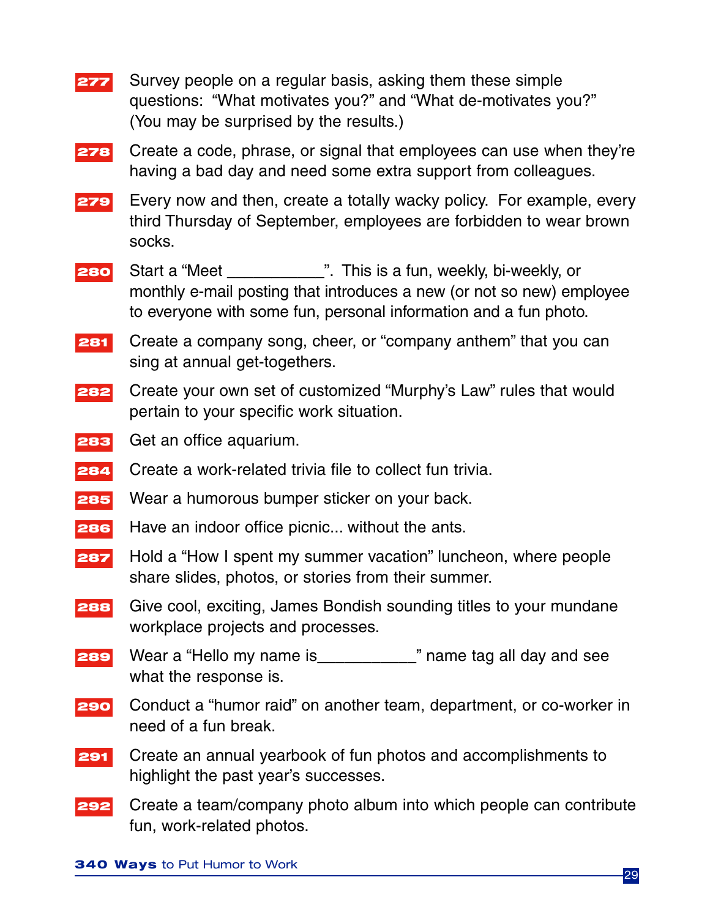**277** Survey people on a regular basis, asking them these simple questions: "What motivates you?" and "What de-motivates you?" (You may be surprised by the results.)

**278** Create a code, phrase, or signal that employees can use when they're having a bad day and need some extra support from colleagues.

**279** Every now and then, create a totally wacky policy. For example, every third Thursday of September, employees are forbidden to wear brown socks.

**280** Start a "Meet ___________". This is a fun, weekly, bi-weekly, or monthly e-mail posting that introduces a new (or not so new) employee to everyone with some fun, personal information and a fun photo.

**281** Create a company song, cheer, or "company anthem" that you can sing at annual get-togethers.

**282** Create your own set of customized "Murphy's Law" rules that would pertain to your specific work situation.

**283** Get an office aquarium.

**284** Create a work-related trivia file to collect fun trivia.

**285** Wear a humorous bumper sticker on your back.

**286** Have an indoor office picnic... without the ants.

**287** Hold a "How I spent my summer vacation" luncheon, where people share slides, photos, or stories from their summer.

**288** Give cool, exciting, James Bondish sounding titles to your mundane workplace projects and processes.

**289** Wear a "Hello my name is___________" name tag all day and see what the response is.

**290** Conduct a "humor raid" on another team, department, or co-worker in need of a fun break.

**291** Create an annual yearbook of fun photos and accomplishments to highlight the past year's successes.

**292** Create a team/company photo album into which people can contribute fun, work-related photos.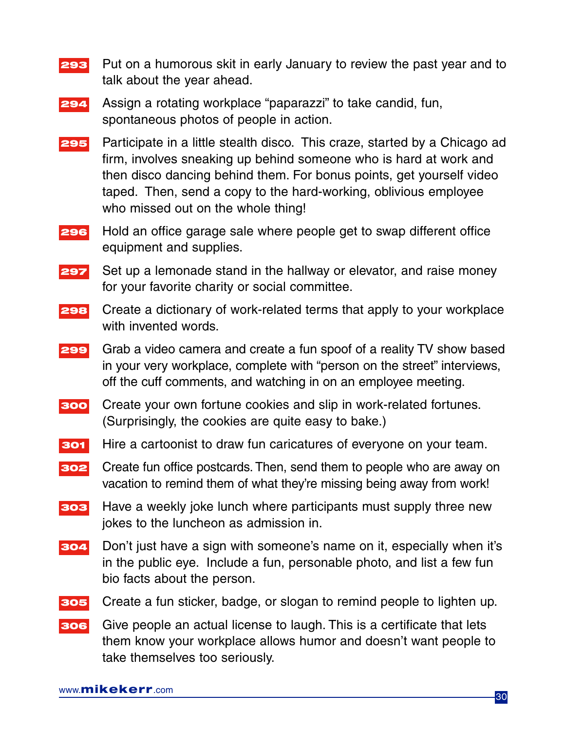**293** Put on a humorous skit in early January to review the past year and to talk about the year ahead.

**294** Assign a rotating workplace "paparazzi" to take candid, fun, spontaneous photos of people in action.

**295** Participate in a little stealth disco. This craze, started by a Chicago ad firm, involves sneaking up behind someone who is hard at work and then disco dancing behind them. For bonus points, get yourself video taped. Then, send a copy to the hard-working, oblivious employee who missed out on the whole thing!

**296** Hold an office garage sale where people get to swap different office equipment and supplies.

**297** Set up a lemonade stand in the hallway or elevator, and raise money for your favorite charity or social committee.

**298** Create a dictionary of work-related terms that apply to your workplace with invented words.

**299** Grab a video camera and create a fun spoof of a reality TV show based in your very workplace, complete with "person on the street" interviews, off the cuff comments, and watching in on an employee meeting.

**300** Create your own fortune cookies and slip in work-related fortunes. (Surprisingly, the cookies are quite easy to bake.)

**301** Hire a cartoonist to draw fun caricatures of everyone on your team.

**302** Create fun office postcards. Then, send them to people who are away on vacation to remind them of what they're missing being away from work!

**303** Have a weekly joke lunch where participants must supply three new jokes to the luncheon as admission in.

**304** Don't just have a sign with someone's name on it, especially when it's in the public eye. Include a fun, personable photo, and list a few fun bio facts about the person.

**305** Create a fun sticker, badge, or slogan to remind people to lighten up.

**306** Give people an actual license to laugh. This is a certificate that lets them know your workplace allows humor and doesn't want people to take themselves too seriously.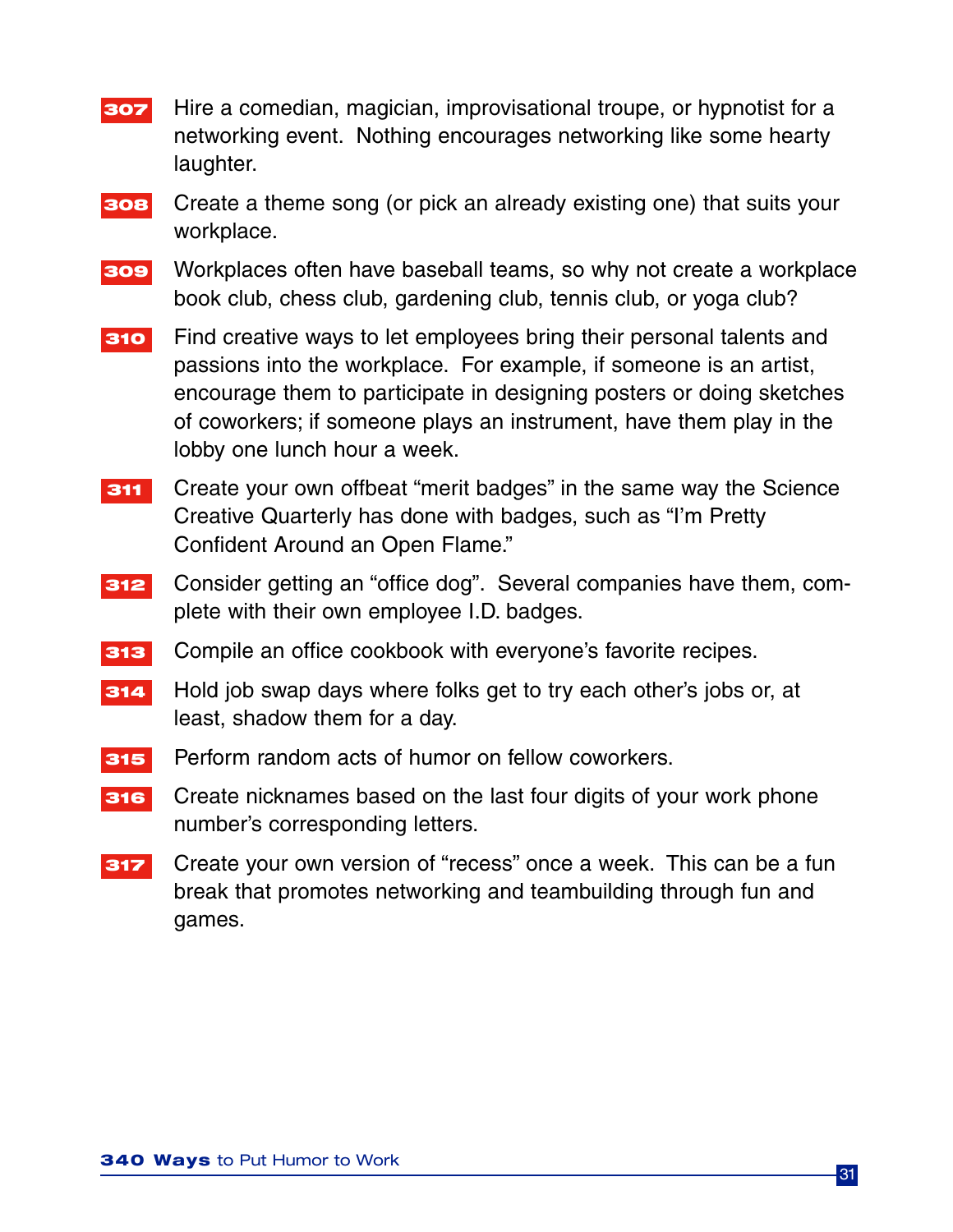**307** Hire a comedian, magician, improvisational troupe, or hypnotist for a networking event. Nothing encourages networking like some hearty laughter.

**308** Create a theme song (or pick an already existing one) that suits your workplace.

**309** Workplaces often have baseball teams, so why not create a workplace book club, chess club, gardening club, tennis club, or yoga club?

**310** Find creative ways to let employees bring their personal talents and passions into the workplace. For example, if someone is an artist, encourage them to participate in designing posters or doing sketches of coworkers; if someone plays an instrument, have them play in the lobby one lunch hour a week.

**311** Create your own offbeat "merit badges" in the same way the Science Creative Quarterly has done with badges, such as "I'm Pretty Confident Around an Open Flame."

**312** Consider getting an "office dog". Several companies have them, complete with their own employee I.D. badges.

**313** Compile an office cookbook with everyone's favorite recipes.

**314** Hold job swap days where folks get to try each other's jobs or, at least, shadow them for a day.

**315** Perform random acts of humor on fellow coworkers.

**316** Create nicknames based on the last four digits of your work phone number's corresponding letters.

**317** Create your own version of "recess" once a week. This can be a fun break that promotes networking and teambuilding through fun and games.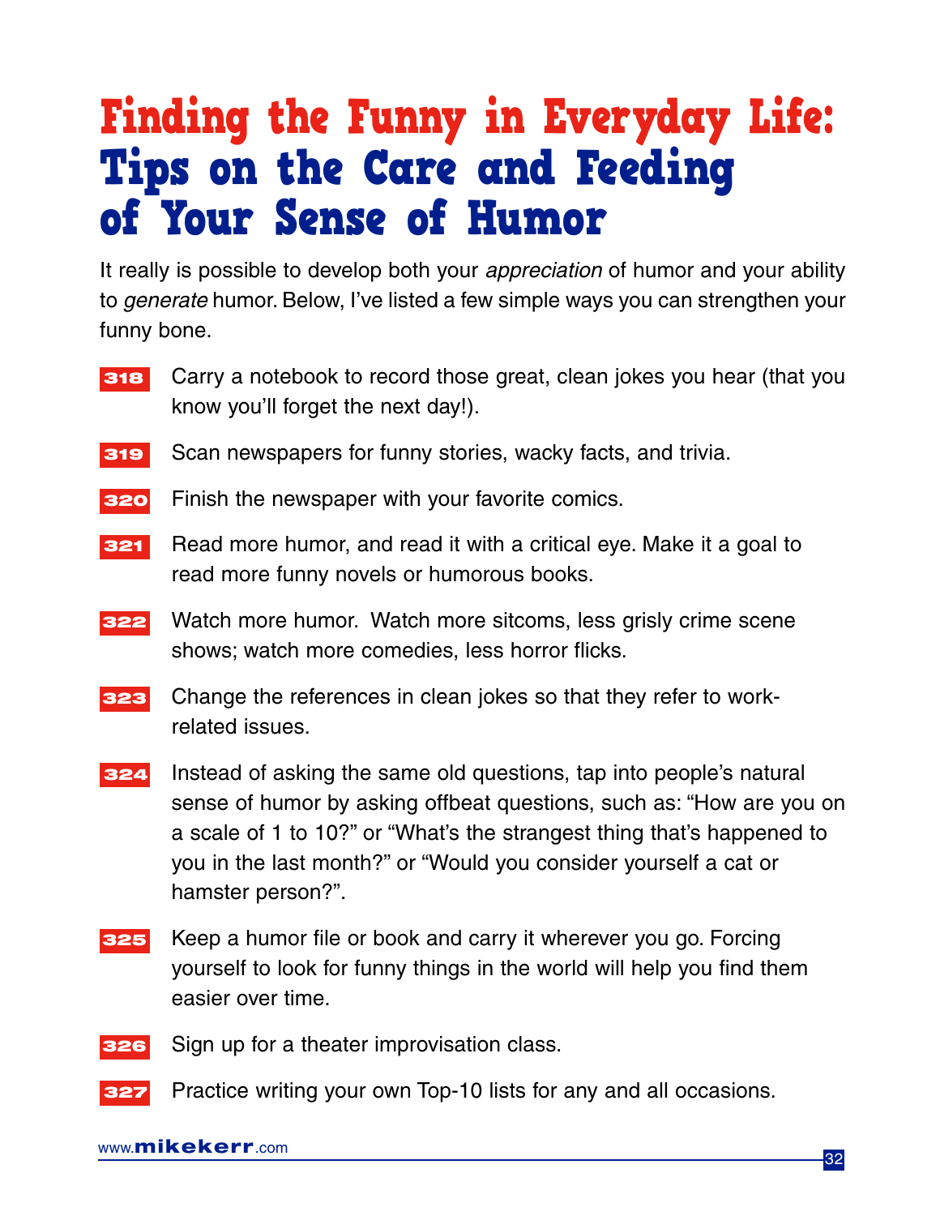# Finding the Funny in Everyday Life: Tips on the Care and Feeding of Your Sense of Humor

It really is possible to develop both your *appreciation* of humor and your ability to *generate* humor. Below, I've listed a few simple ways you can strengthen your funny bone.

**318** Carry a notebook to record those great, clean jokes you hear (that you know you'll forget the next day!).

**319** Scan newspapers for funny stories, wacky facts, and trivia.

**320** Finish the newspaper with your favorite comics.

**321** Read more humor, and read it with a critical eye. Make it a goal to read more funny novels or humorous books.

**322** Watch more humor. Watch more sitcoms, less grisly crime scene shows; watch more comedies, less horror flicks.

**323** Change the references in clean jokes so that they refer to work-related issues.

**324** Instead of asking the same old questions, tap into people's natural sense of humor by asking offbeat questions, such as: "How are you on a scale of 1 to 10?" or "What's the strangest thing that's happened to you in the last month?" or "Would you consider yourself a cat or hamster person?".

**325** Keep a humor file or book and carry it wherever you go. Forcing yourself to look for funny things in the world will help you find them easier over time.

**326** Sign up for a theater improvisation class.

**327** Practice writing your own Top-10 lists for any and all occasions.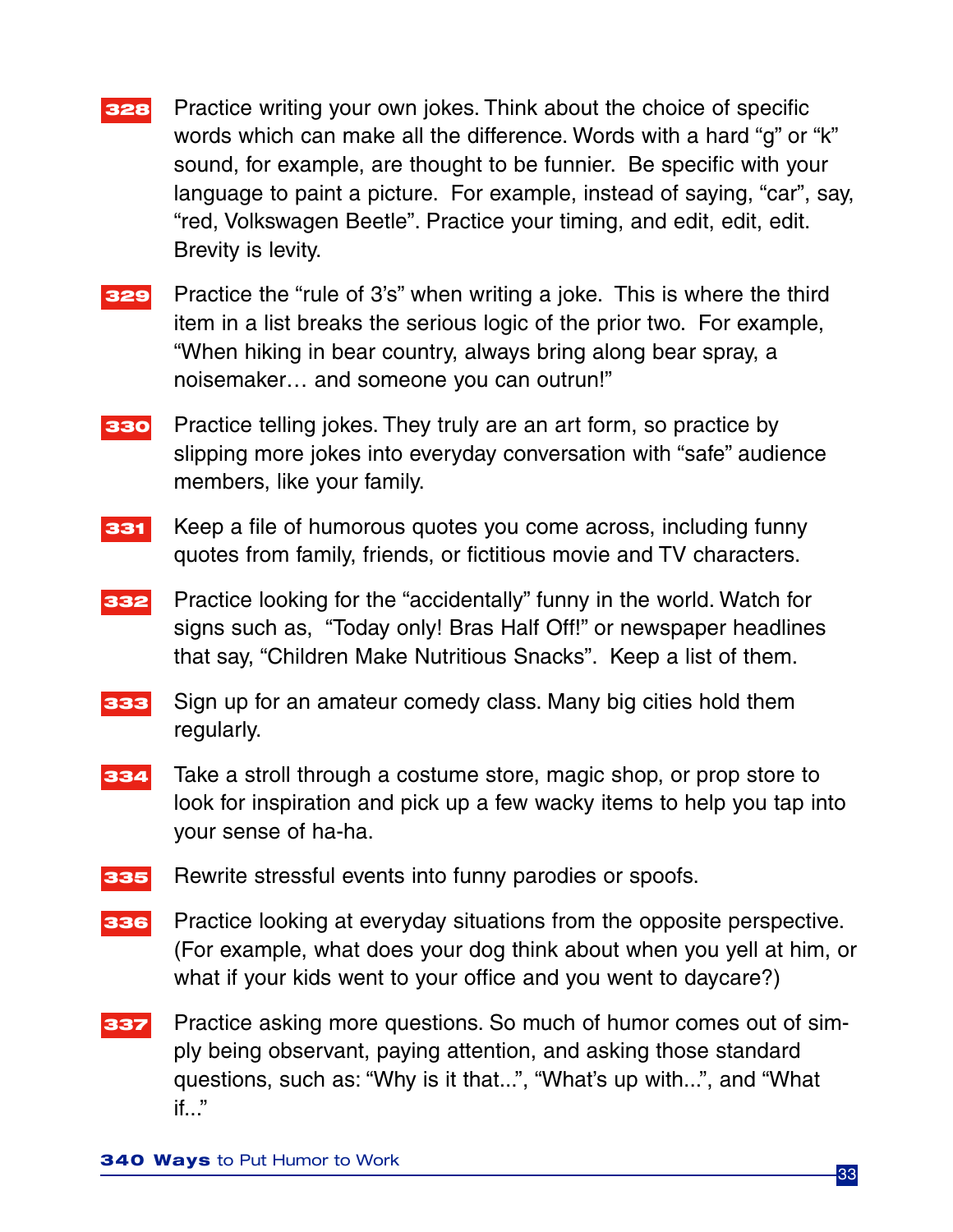**328** Practice writing your own jokes. Think about the choice of specific words which can make all the difference. Words with a hard "g" or "k" sound, for example, are thought to be funnier. Be specific with your language to paint a picture. For example, instead of saying, "car", say, "red, Volkswagen Beetle". Practice your timing, and edit, edit, edit. Brevity is levity.

**329** Practice the "rule of 3's" when writing a joke. This is where the third item in a list breaks the serious logic of the prior two. For example, "When hiking in bear country, always bring along bear spray, a noisemaker… and someone you can outrun!"

**330** Practice telling jokes. They truly are an art form, so practice by slipping more jokes into everyday conversation with "safe" audience members, like your family.

**331** Keep a file of humorous quotes you come across, including funny quotes from family, friends, or fictitious movie and TV characters.

**332** Practice looking for the "accidentally" funny in the world. Watch for signs such as, "Today only! Bras Half Off!" or newspaper headlines that say, "Children Make Nutritious Snacks". Keep a list of them.

**333** Sign up for an amateur comedy class. Many big cities hold them regularly.

**334** Take a stroll through a costume store, magic shop, or prop store to look for inspiration and pick up a few wacky items to help you tap into your sense of ha-ha.

**335** Rewrite stressful events into funny parodies or spoofs.

**336** Practice looking at everyday situations from the opposite perspective. (For example, what does your dog think about when you yell at him, or what if your kids went to your office and you went to daycare?)

**337** Practice asking more questions. So much of humor comes out of simply being observant, paying attention, and asking those standard questions, such as: "Why is it that...", "What's up with...", and "What if..."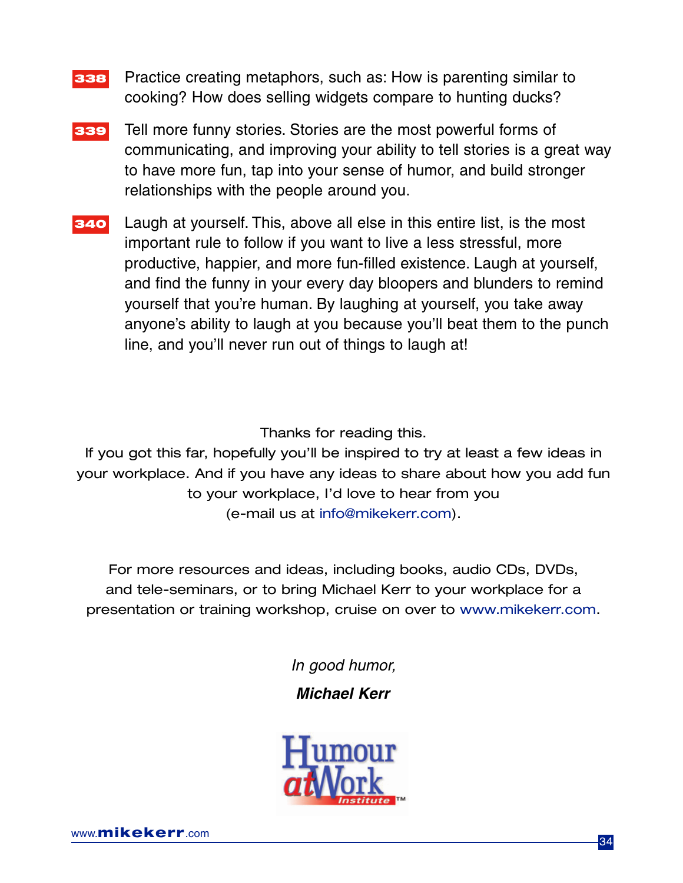**338** Practice creating metaphors, such as: How is parenting similar to cooking? How does selling widgets compare to hunting ducks?

**339** Tell more funny stories. Stories are the most powerful forms of communicating, and improving your ability to tell stories is a great way to have more fun, tap into your sense of humor, and build stronger relationships with the people around you.

**340** Laugh at yourself. This, above all else in this entire list, is the most important rule to follow if you want to live a less stressful, more productive, happier, and more fun-filled existence. Laugh at yourself, and find the funny in your every day bloopers and blunders to remind yourself that you're human. By laughing at yourself, you take away anyone's ability to laugh at you because you'll beat them to the punch line, and you'll never run out of things to laugh at!

Thanks for reading this.
If you got this far, hopefully you'll be inspired to try at least a few ideas in your workplace. And if you have any ideas to share about how you add fun to your workplace, I'd love to hear from you
(e-mail us at info@mikekerr.com).

For more resources and ideas, including books, audio CDs, DVDs, and tele-seminars, or to bring Michael Kerr to your workplace for a presentation or training workshop, cruise on over to www.mikekerr.com.

*In good humor,*

***Michael Kerr***

Humour at Work Institute™